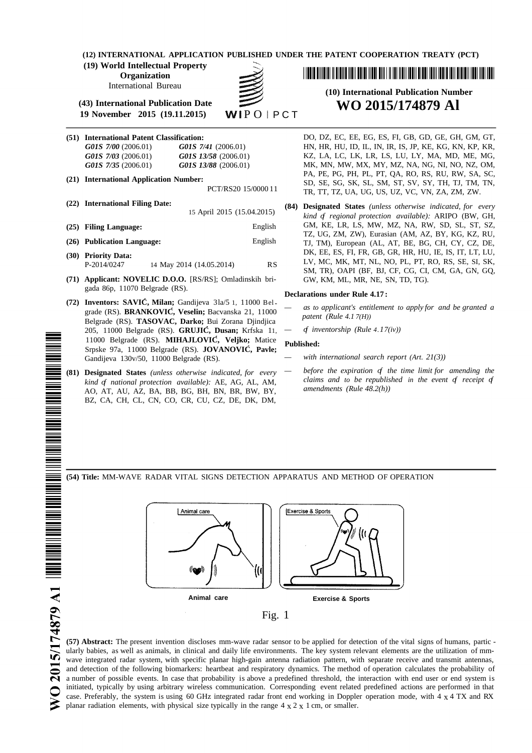(12) INTERNATIONAL APPLICATION PUBLISHED UNDER THE PATENT COOPERATION TREATY (PCT)

(19) World Intellectual Property Organization
International Bureau

(43) International Publication Date
19 November 2015 (19.11.2015)

WIPO | PCT

(10) International Publication Number
**WO 2015/174879 Al**

**(51) International Patent Classification:**
*G01S 7/00* (2006.01) *G01S 7/41* (2006.01)
*G01S 7/03* (2006.01) *G01S 13/58* (2006.01)
*G01S 7/35* (2006.01) *G01S 13/88* (2006.01)

**(21) International Application Number:** PCT/RS20 15/0000 11

**(22) International Filing Date:** 15 April 2015 (15.04.2015)

**(25) Filing Language:** English

**(26) Publication Language:** English

**(30) Priority Data:**
P-2014/0247 14 May 2014 (14.05.2014) RS

**(71) Applicant: NOVELIC D.O.O.** [RS/RS]; Omladinskih brigada 86p, 11070 Belgrade (RS).

**(72) Inventors: SAVIĆ, Milan;** Gandijeva 3la/5 1, 11000 Belgrade (RS). **BRANKOVIĆ, Veselin;** Bacvanska 21, 11000 Belgrade (RS). **TASOVAC, Darko;** Bui Zorana Djindjica 205, 11000 Belgrade (RS). **GRUJIĆ, Dusan;** Krfska 11, 11000 Belgrade (RS). **MIHAJLOVIĆ, Veljko;** Matice Srpske 97a, 11000 Belgrade (RS). **JOVANOVIĆ, Pavle;** Gandijeva 130v/50, 11000 Belgrade (RS).

**(81) Designated States** *(unless otherwise indicated, for every kind of national protection available):* AE, AG, AL, AM, AO, AT, AU, AZ, BA, BB, BG, BH, BN, BR, BW, BY, BZ, CA, CH, CL, CN, CO, CR, CU, CZ, DE, DK, DM, DO, DZ, EC, EE, EG, ES, FI, GB, GD, GE, GH, GM, GT, HN, HR, HU, ID, IL, IN, IR, IS, JP, KE, KG, KN, KP, KR, KZ, LA, LC, LK, LR, LS, LU, LY, MA, MD, ME, MG, MK, MN, MW, MX, MY, MZ, NA, NG, NI, NO, NZ, OM, PA, PE, PG, PH, PL, PT, QA, RO, RS, RU, RW, SA, SC, SD, SE, SG, SK, SL, SM, ST, SV, SY, TH, TJ, TM, TN, TR, TT, TZ, UA, UG, US, UZ, VC, VN, ZA, ZM, ZW.

**(84) Designated States** *(unless otherwise indicated, for every kind of regional protection available):* ARIPO (BW, GH, GM, KE, LR, LS, MW, MZ, NA, RW, SD, SL, ST, SZ, TZ, UG, ZM, ZW), Eurasian (AM, AZ, BY, KG, KZ, RU, TJ, TM), European (AL, AT, BE, BG, CH, CY, CZ, DE, DK, EE, ES, FI, FR, GB, GR, HR, HU, IE, IS, IT, LT, LU, LV, MC, MK, MT, NL, NO, PL, PT, RO, RS, SE, SI, SK, SM, TR), OAPI (BF, BJ, CF, CG, CI, CM, GA, GN, GQ, GW, KM, ML, MR, NE, SN, TD, TG).

**Declarations under Rule 4.17:**

— *as to applicant's entitlement to apply for and be granted a patent (Rule 4.17(ii))*

— *of inventorship (Rule 4.17(iv))*

**Published:**

— *with international search report (Art. 21(3))*

— *before the expiration of the time limit for amending the claims and to be republished in the event of receipt of amendments (Rule 48.2(h))*

**(54) Title:** MM-WAVE RADAR VITAL SIGNS DETECTION APPARATUS AND METHOD OF OPERATION

Animal care | Exercise & Sports

Fig. 1

**(57) Abstract:** The present invention discloses mm-wave radar sensor to be applied for detection of the vital signs of humans, particularly babies, as well as animals, in clinical and daily life environments. The key system relevant elements are the utilization of mm-wave integrated radar system, with specific planar high-gain antenna radiation pattern, with separate receive and transmit antennas, and detection of the following biomarkers: heartbeat and respiratory dynamics. The method of operation calculates the probability of a number of possible events. In case that probability is above a predefined threshold, the interaction with end user or end system is initiated, typically by using arbitrary wireless communication. Corresponding event related predefined actions are performed in that case. Preferably, the system is using 60 GHz integrated radar front end working in Doppler operation mode, with 4 x 4 TX and RX planar radiation elements, with physical size typically in the range 4 x 2 x 1 cm, or smaller.

WO 2015/174879 A1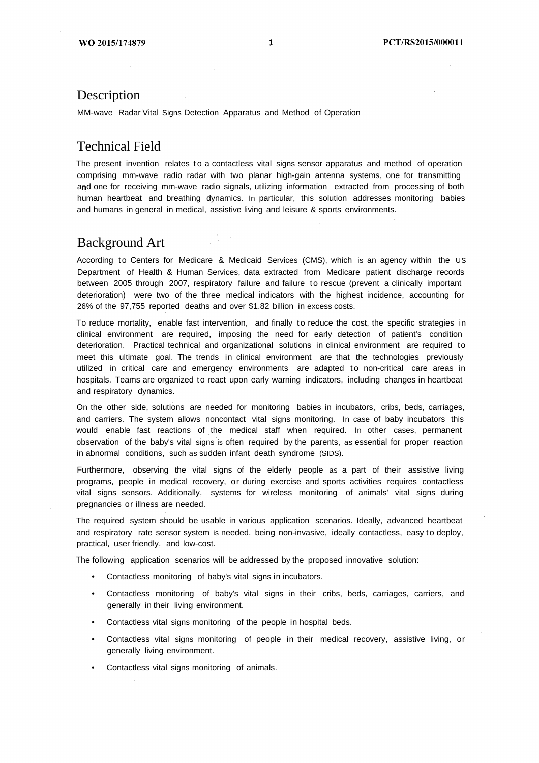# Description

MM-wave Radar Vital Signs Detection Apparatus and Method of Operation

# Technical Field

The present invention relates to a contactless vital signs sensor apparatus and method of operation comprising mm-wave radio radar with two planar high-gain antenna systems, one for transmitting and one for receiving mm-wave radio signals, utilizing information extracted from processing of both human heartbeat and breathing dynamics. In particular, this solution addresses monitoring babies and humans in general in medical, assistive living and leisure & sports environments.

# Background Art

According to Centers for Medicare & Medicaid Services (CMS), which is an agency within the US Department of Health & Human Services, data extracted from Medicare patient discharge records between 2005 through 2007, respiratory failure and failure to rescue (prevent a clinically important deterioration) were two of the three medical indicators with the highest incidence, accounting for 26% of the 97,755 reported deaths and over $1.82 billion in excess costs.

To reduce mortality, enable fast intervention, and finally to reduce the cost, the specific strategies in clinical environment are required, imposing the need for early detection of patient's condition deterioration. Practical technical and organizational solutions in clinical environment are required to meet this ultimate goal. The trends in clinical environment are that the technologies previously utilized in critical care and emergency environments are adapted to non-critical care areas in hospitals. Teams are organized to react upon early warning indicators, including changes in heartbeat and respiratory dynamics.

On the other side, solutions are needed for monitoring babies in incubators, cribs, beds, carriages, and carriers. The system allows noncontact vital signs monitoring. In case of baby incubators this would enable fast reactions of the medical staff when required. In other cases, permanent observation of the baby's vital signs is often required by the parents, as essential for proper reaction in abnormal conditions, such as sudden infant death syndrome (SIDS).

Furthermore, observing the vital signs of the elderly people as a part of their assistive living programs, people in medical recovery, or during exercise and sports activities requires contactless vital signs sensors. Additionally, systems for wireless monitoring of animals' vital signs during pregnancies or illness are needed.

The required system should be usable in various application scenarios. Ideally, advanced heartbeat and respiratory rate sensor system is needed, being non-invasive, ideally contactless, easy to deploy, practical, user friendly, and low-cost.

The following application scenarios will be addressed by the proposed innovative solution:

- Contactless monitoring of baby's vital signs in incubators.
- Contactless monitoring of baby's vital signs in their cribs, beds, carriages, carriers, and generally in their living environment.
- Contactless vital signs monitoring of the people in hospital beds.
- Contactless vital signs monitoring of people in their medical recovery, assistive living, or generally living environment.
- Contactless vital signs monitoring of animals.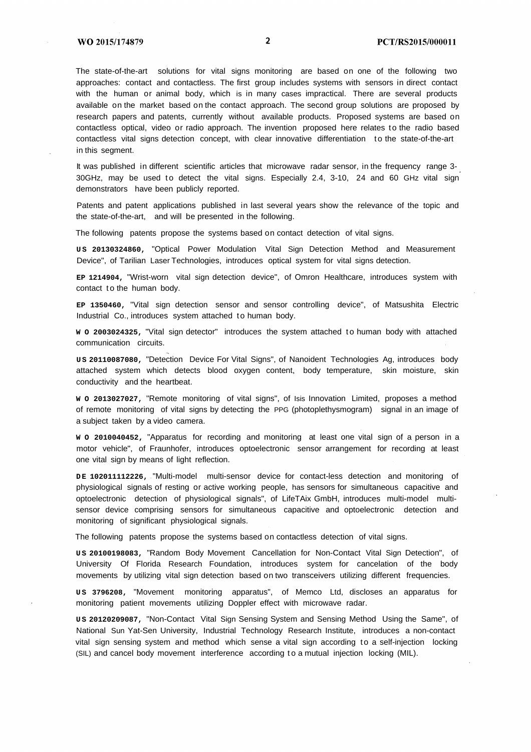The state-of-the-art solutions for vital signs monitoring are based on one of the following two approaches: contact and contactless. The first group includes systems with sensors in direct contact with the human or animal body, which is in many cases impractical. There are several products available on the market based on the contact approach. The second group solutions are proposed by research papers and patents, currently without available products. Proposed systems are based on contactless optical, video or radio approach. The invention proposed here relates to the radio based contactless vital signs detection concept, with clear innovative differentiation to the state-of-the-art in this segment.

It was published in different scientific articles that microwave radar sensor, in the frequency range 3-30GHz, may be used to detect the vital signs. Especially 2.4, 3-10, 24 and 60 GHz vital sign demonstrators have been publicly reported.

Patents and patent applications published in last several years show the relevance of the topic and the state-of-the-art, and will be presented in the following.

The following patents propose the systems based on contact detection of vital signs.

**US 20130324860,** "Optical Power Modulation Vital Sign Detection Method and Measurement Device", of Tarilian Laser Technologies, introduces optical system for vital signs detection.

**EP 1214904,** "Wrist-worn vital sign detection device", of Omron Healthcare, introduces system with contact to the human body.

**EP 1350460,** "Vital sign detection sensor and sensor controlling device", of Matsushita Electric Industrial Co., introduces system attached to human body.

**WO 2003024325,** "Vital sign detector" introduces the system attached to human body with attached communication circuits.

**US 20110087080,** "Detection Device For Vital Signs", of Nanoident Technologies Ag, introduces body attached system which detects blood oxygen content, body temperature, skin moisture, skin conductivity and the heartbeat.

**WO 2013027027,** "Remote monitoring of vital signs", of Isis Innovation Limited, proposes a method of remote monitoring of vital signs by detecting the PPG (photoplethysmogram) signal in an image of a subject taken by a video camera.

**WO 2010040452,** "Apparatus for recording and monitoring at least one vital sign of a person in a motor vehicle", of Fraunhofer, introduces optoelectronic sensor arrangement for recording at least one vital sign by means of light reflection.

**DE 102011112226,** "Multi-model multi-sensor device for contact-less detection and monitoring of physiological signals of resting or active working people, has sensors for simultaneous capacitive and optoelectronic detection of physiological signals", of LifeTAix GmbH, introduces multi-model multi-sensor device comprising sensors for simultaneous capacitive and optoelectronic detection and monitoring of significant physiological signals.

The following patents propose the systems based on contactless detection of vital signs.

**US 20100198083,** "Random Body Movement Cancellation for Non-Contact Vital Sign Detection", of University Of Florida Research Foundation, introduces system for cancelation of the body movements by utilizing vital sign detection based on two transceivers utilizing different frequencies.

**US 3796208,** "Movement monitoring apparatus", of Memco Ltd, discloses an apparatus for monitoring patient movements utilizing Doppler effect with microwave radar.

**US 20120209087,** "Non-Contact Vital Sign Sensing System and Sensing Method Using the Same", of National Sun Yat-Sen University, Industrial Technology Research Institute, introduces a non-contact vital sign sensing system and method which sense a vital sign according to a self-injection locking (SIL) and cancel body movement interference according to a mutual injection locking (MIL).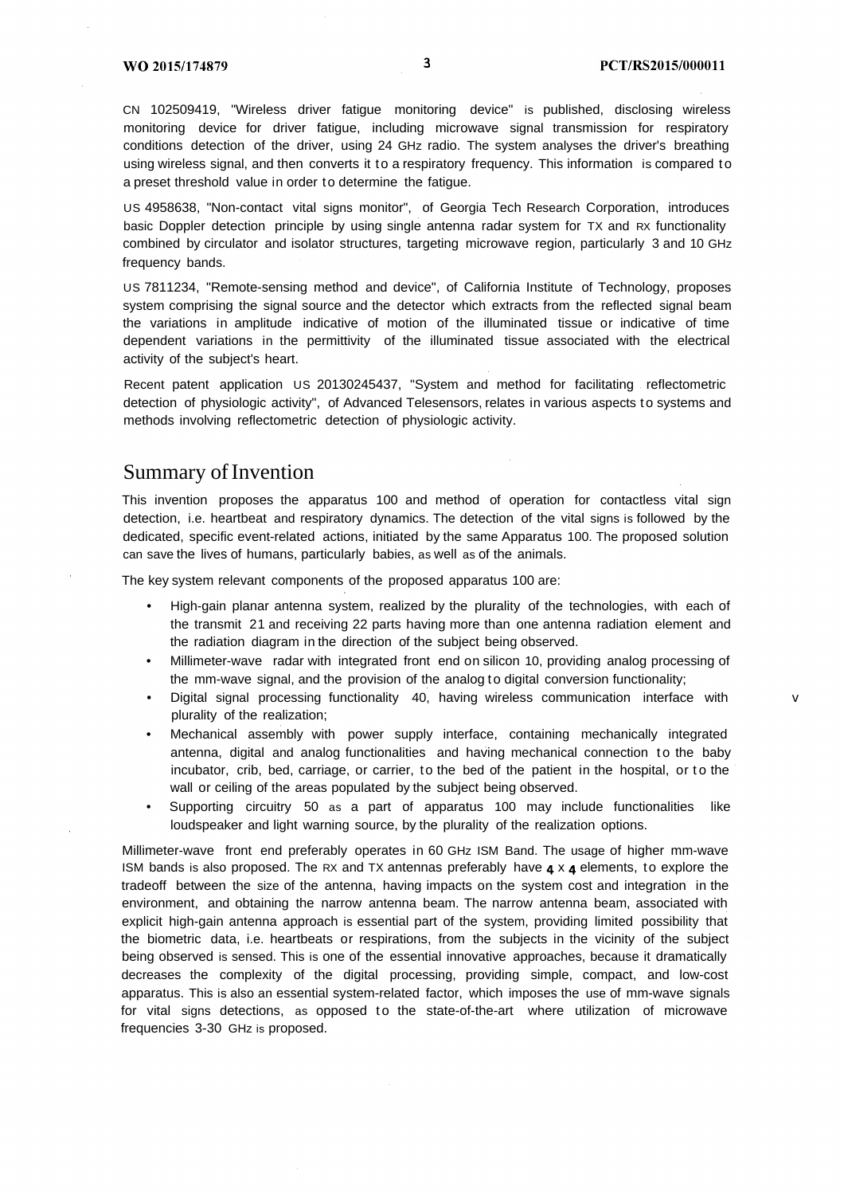CN 102509419, "Wireless driver fatigue monitoring device" is published, disclosing wireless monitoring device for driver fatigue, including microwave signal transmission for respiratory conditions detection of the driver, using 24 GHz radio. The system analyses the driver's breathing using wireless signal, and then converts it to a respiratory frequency. This information is compared to a preset threshold value in order to determine the fatigue.

US 4958638, "Non-contact vital signs monitor", of Georgia Tech Research Corporation, introduces basic Doppler detection principle by using single antenna radar system for TX and RX functionality combined by circulator and isolator structures, targeting microwave region, particularly 3 and 10 GHz frequency bands.

US 7811234, "Remote-sensing method and device", of California Institute of Technology, proposes system comprising the signal source and the detector which extracts from the reflected signal beam the variations in amplitude indicative of motion of the illuminated tissue or indicative of time dependent variations in the permittivity of the illuminated tissue associated with the electrical activity of the subject's heart.

Recent patent application US 20130245437, "System and method for facilitating reflectometric detection of physiologic activity", of Advanced Telesensors, relates in various aspects to systems and methods involving reflectometric detection of physiologic activity.

## Summary of Invention

This invention proposes the apparatus 100 and method of operation for contactless vital sign detection, i.e. heartbeat and respiratory dynamics. The detection of the vital signs is followed by the dedicated, specific event-related actions, initiated by the same Apparatus 100. The proposed solution can save the lives of humans, particularly babies, as well as of the animals.

The key system relevant components of the proposed apparatus 100 are:

- High-gain planar antenna system, realized by the plurality of the technologies, with each of the transmit 21 and receiving 22 parts having more than one antenna radiation element and the radiation diagram in the direction of the subject being observed.
- Millimeter-wave radar with integrated front end on silicon 10, providing analog processing of the mm-wave signal, and the provision of the analog to digital conversion functionality;
- Digital signal processing functionality 40, having wireless communication interface with plurality of the realization;
- Mechanical assembly with power supply interface, containing mechanically integrated antenna, digital and analog functionalities and having mechanical connection to the baby incubator, crib, bed, carriage, or carrier, to the bed of the patient in the hospital, or to the wall or ceiling of the areas populated by the subject being observed.
- Supporting circuitry 50 as a part of apparatus 100 may include functionalities like loudspeaker and light warning source, by the plurality of the realization options.

Millimeter-wave front end preferably operates in 60 GHz ISM Band. The usage of higher mm-wave ISM bands is also proposed. The RX and TX antennas preferably have **4** x **4** elements, to explore the tradeoff between the size of the antenna, having impacts on the system cost and integration in the environment, and obtaining the narrow antenna beam. The narrow antenna beam, associated with explicit high-gain antenna approach is essential part of the system, providing limited possibility that the biometric data, i.e. heartbeats or respirations, from the subjects in the vicinity of the subject being observed is sensed. This is one of the essential innovative approaches, because it dramatically decreases the complexity of the digital processing, providing simple, compact, and low-cost apparatus. This is also an essential system-related factor, which imposes the use of mm-wave signals for vital signs detections, as opposed to the state-of-the-art where utilization of microwave frequencies 3-30 GHz is proposed.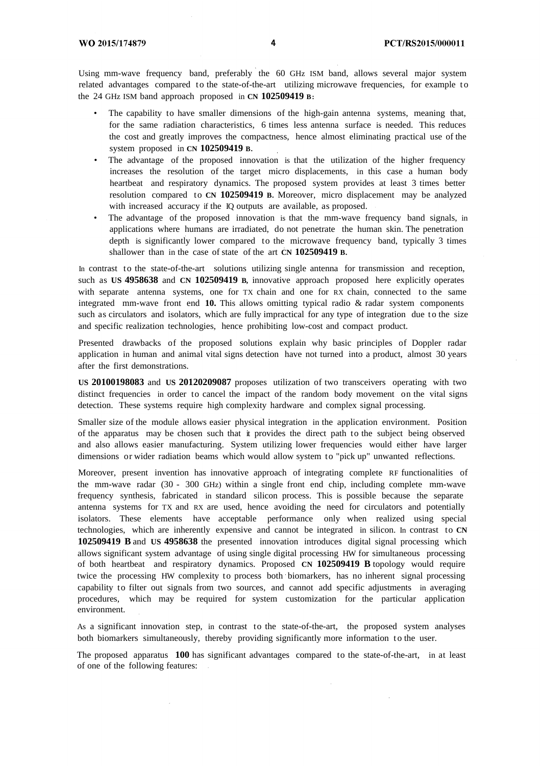Using mm-wave frequency band, preferably the 60 GHz ISM band, allows several major system related advantages compared to the state-of-the-art utilizing microwave frequencies, for example to the 24 GHz ISM band approach proposed in **CN 102509419 B**:

- The capability to have smaller dimensions of the high-gain antenna systems, meaning that, for the same radiation characteristics, 6 times less antenna surface is needed. This reduces the cost and greatly improves the compactness, hence almost eliminating practical use of the system proposed in **CN 102509419 B**.
- The advantage of the proposed innovation is that the utilization of the higher frequency increases the resolution of the target micro displacements, in this case a human body heartbeat and respiratory dynamics. The proposed system provides at least 3 times better resolution compared to **CN 102509419 B**. Moreover, micro displacement may be analyzed with increased accuracy if the IQ outputs are available, as proposed.
- The advantage of the proposed innovation is that the mm-wave frequency band signals, in applications where humans are irradiated, do not penetrate the human skin. The penetration depth is significantly lower compared to the microwave frequency band, typically 3 times shallower than in the case of state of the art **CN 102509419 B**.

In contrast to the state-of-the-art solutions utilizing single antenna for transmission and reception, such as **US 4958638** and **CN 102509419 B**, innovative approach proposed here explicitly operates with separate antenna systems, one for TX chain and one for RX chain, connected to the same integrated mm-wave front end **10.** This allows omitting typical radio & radar system components such as circulators and isolators, which are fully impractical for any type of integration due to the size and specific realization technologies, hence prohibiting low-cost and compact product.

Presented drawbacks of the proposed solutions explain why basic principles of Doppler radar application in human and animal vital signs detection have not turned into a product, almost 30 years after the first demonstrations.

**US 20100198083** and **US 20120209087** proposes utilization of two transceivers operating with two distinct frequencies in order to cancel the impact of the random body movement on the vital signs detection. These systems require high complexity hardware and complex signal processing.

Smaller size of the module allows easier physical integration in the application environment. Position of the apparatus may be chosen such that it provides the direct path to the subject being observed and also allows easier manufacturing. System utilizing lower frequencies would either have larger dimensions or wider radiation beams which would allow system to "pick up" unwanted reflections.

Moreover, present invention has innovative approach of integrating complete RF functionalities of the mm-wave radar (30 - 300 GHz) within a single front end chip, including complete mm-wave frequency synthesis, fabricated in standard silicon process. This is possible because the separate antenna systems for TX and RX are used, hence avoiding the need for circulators and potentially isolators. These elements have acceptable performance only when realized using special technologies, which are inherently expensive and cannot be integrated in silicon. In contrast to **CN 102509419 B** and **US 4958638** the presented innovation introduces digital signal processing which allows significant system advantage of using single digital processing HW for simultaneous processing of both heartbeat and respiratory dynamics. Proposed **CN 102509419 B** topology would require twice the processing HW complexity to process both biomarkers, has no inherent signal processing capability to filter out signals from two sources, and cannot add specific adjustments in averaging procedures, which may be required for system customization for the particular application environment.

As a significant innovation step, in contrast to the state-of-the-art, the proposed system analyses both biomarkers simultaneously, thereby providing significantly more information to the user.

The proposed apparatus **100** has significant advantages compared to the state-of-the-art, in at least of one of the following features: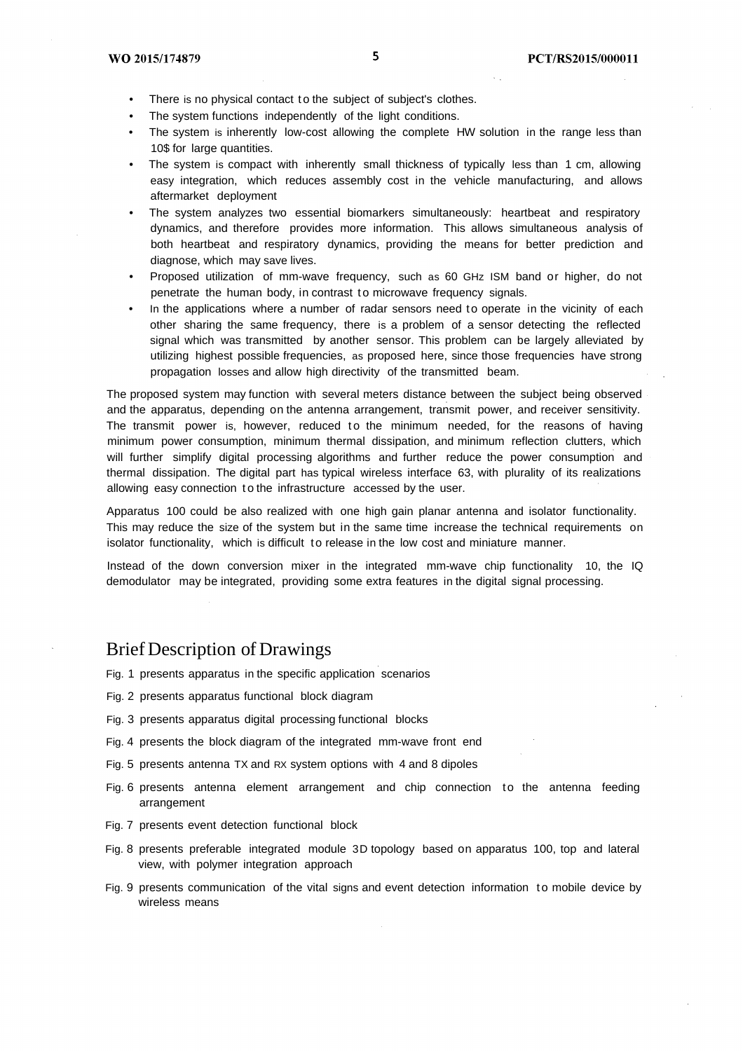- There is no physical contact to the subject of subject's clothes.
- The system functions independently of the light conditions.
- The system is inherently low-cost allowing the complete HW solution in the range less than 10$ for large quantities.
- The system is compact with inherently small thickness of typically less than 1 cm, allowing easy integration, which reduces assembly cost in the vehicle manufacturing, and allows aftermarket deployment
- The system analyzes two essential biomarkers simultaneously: heartbeat and respiratory dynamics, and therefore provides more information. This allows simultaneous analysis of both heartbeat and respiratory dynamics, providing the means for better prediction and diagnose, which may save lives.
- Proposed utilization of mm-wave frequency, such as 60 GHz ISM band or higher, do not penetrate the human body, in contrast to microwave frequency signals.
- In the applications where a number of radar sensors need to operate in the vicinity of each other sharing the same frequency, there is a problem of a sensor detecting the reflected signal which was transmitted by another sensor. This problem can be largely alleviated by utilizing highest possible frequencies, as proposed here, since those frequencies have strong propagation losses and allow high directivity of the transmitted beam.

The proposed system may function with several meters distance between the subject being observed and the apparatus, depending on the antenna arrangement, transmit power, and receiver sensitivity. The transmit power is, however, reduced to the minimum needed, for the reasons of having minimum power consumption, minimum thermal dissipation, and minimum reflection clutters, which will further simplify digital processing algorithms and further reduce the power consumption and thermal dissipation. The digital part has typical wireless interface 63, with plurality of its realizations allowing easy connection to the infrastructure accessed by the user.

Apparatus 100 could be also realized with one high gain planar antenna and isolator functionality. This may reduce the size of the system but in the same time increase the technical requirements on isolator functionality, which is difficult to release in the low cost and miniature manner.

Instead of the down conversion mixer in the integrated mm-wave chip functionality 10, the IQ demodulator may be integrated, providing some extra features in the digital signal processing.

# Brief Description of Drawings

Fig. 1 presents apparatus in the specific application scenarios

Fig. 2 presents apparatus functional block diagram

Fig. 3 presents apparatus digital processing functional blocks

Fig. 4 presents the block diagram of the integrated mm-wave front end

Fig. 5 presents antenna TX and RX system options with 4 and 8 dipoles

Fig. 6 presents antenna element arrangement and chip connection to the antenna feeding arrangement

Fig. 7 presents event detection functional block

Fig. 8 presents preferable integrated module 3D topology based on apparatus 100, top and lateral view, with polymer integration approach

Fig. 9 presents communication of the vital signs and event detection information to mobile device by wireless means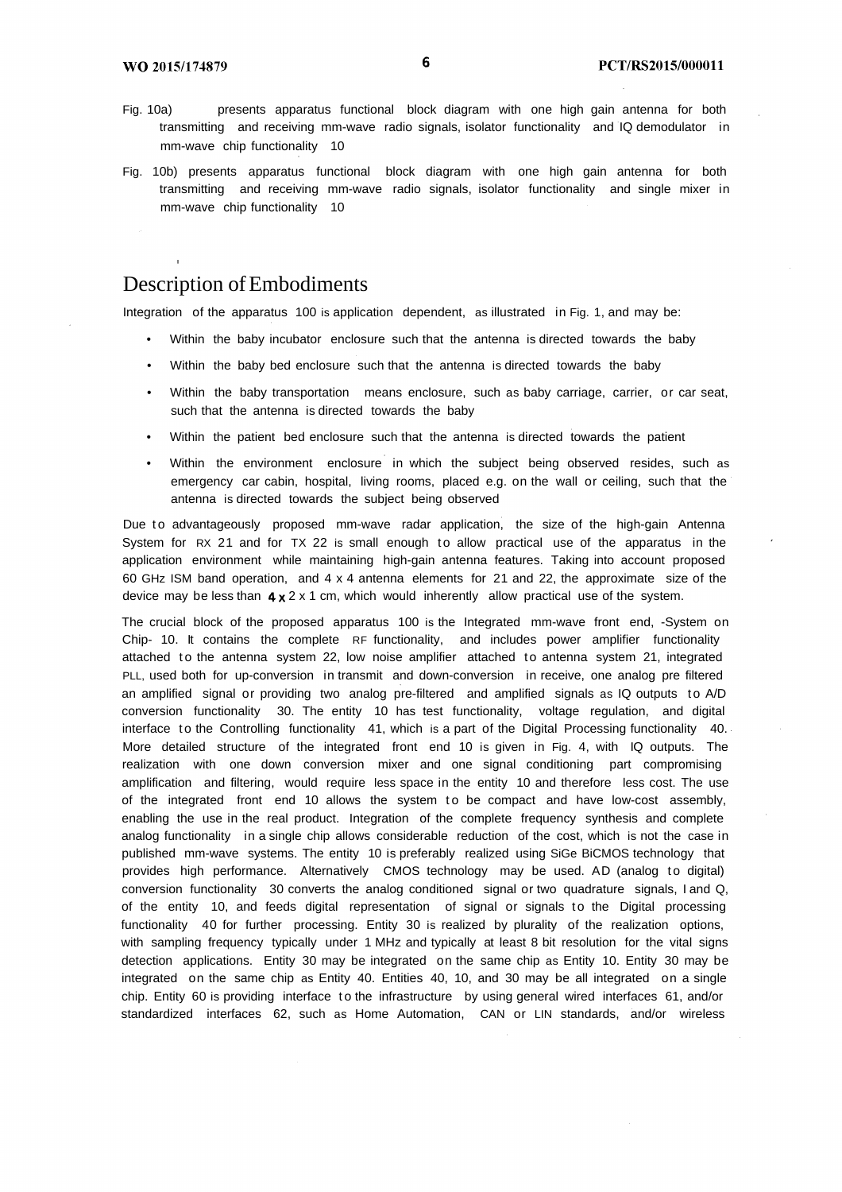Fig. 10a) presents apparatus functional block diagram with one high gain antenna for both transmitting and receiving mm-wave radio signals, isolator functionality and IQ demodulator in mm-wave chip functionality 10

Fig. 10b) presents apparatus functional block diagram with one high gain antenna for both transmitting and receiving mm-wave radio signals, isolator functionality and single mixer in mm-wave chip functionality 10

# Description of Embodiments

Integration of the apparatus 100 is application dependent, as illustrated in Fig. 1, and may be:

- Within the baby incubator enclosure such that the antenna is directed towards the baby
- Within the baby bed enclosure such that the antenna is directed towards the baby
- Within the baby transportation means enclosure, such as baby carriage, carrier, or car seat, such that the antenna is directed towards the baby
- Within the patient bed enclosure such that the antenna is directed towards the patient
- Within the environment enclosure in which the subject being observed resides, such as emergency car cabin, hospital, living rooms, placed e.g. on the wall or ceiling, such that the antenna is directed towards the subject being observed

Due to advantageously proposed mm-wave radar application, the size of the high-gain Antenna System for RX 21 and for TX 22 is small enough to allow practical use of the apparatus in the application environment while maintaining high-gain antenna features. Taking into account proposed 60 GHz ISM band operation, and 4 x 4 antenna elements for 21 and 22, the approximate size of the device may be less than **4 x** 2 x 1 cm, which would inherently allow practical use of the system.

The crucial block of the proposed apparatus 100 is the Integrated mm-wave front end, -System on Chip- 10. It contains the complete RF functionality, and includes power amplifier functionality attached to the antenna system 22, low noise amplifier attached to antenna system 21, integrated PLL, used both for up-conversion in transmit and down-conversion in receive, one analog pre filtered an amplified signal or providing two analog pre-filtered and amplified signals as IQ outputs to A/D conversion functionality 30. The entity 10 has test functionality, voltage regulation, and digital interface to the Controlling functionality 41, which is a part of the Digital Processing functionality 40. More detailed structure of the integrated front end 10 is given in Fig. 4, with IQ outputs. The realization with one down conversion mixer and one signal conditioning part compromising amplification and filtering, would require less space in the entity 10 and therefore less cost. The use of the integrated front end 10 allows the system to be compact and have low-cost assembly, enabling the use in the real product. Integration of the complete frequency synthesis and complete analog functionality in a single chip allows considerable reduction of the cost, which is not the case in published mm-wave systems. The entity 10 is preferably realized using SiGe BiCMOS technology that provides high performance. Alternatively CMOS technology may be used. AD (analog to digital) conversion functionality 30 converts the analog conditioned signal or two quadrature signals, I and Q, of the entity 10, and feeds digital representation of signal or signals to the Digital processing functionality 40 for further processing. Entity 30 is realized by plurality of the realization options, with sampling frequency typically under 1 MHz and typically at least 8 bit resolution for the vital signs detection applications. Entity 30 may be integrated on the same chip as Entity 10. Entity 30 may be integrated on the same chip as Entity 40. Entities 40, 10, and 30 may be all integrated on a single chip. Entity 60 is providing interface to the infrastructure by using general wired interfaces 61, and/or standardized interfaces 62, such as Home Automation, CAN or LIN standards, and/or wireless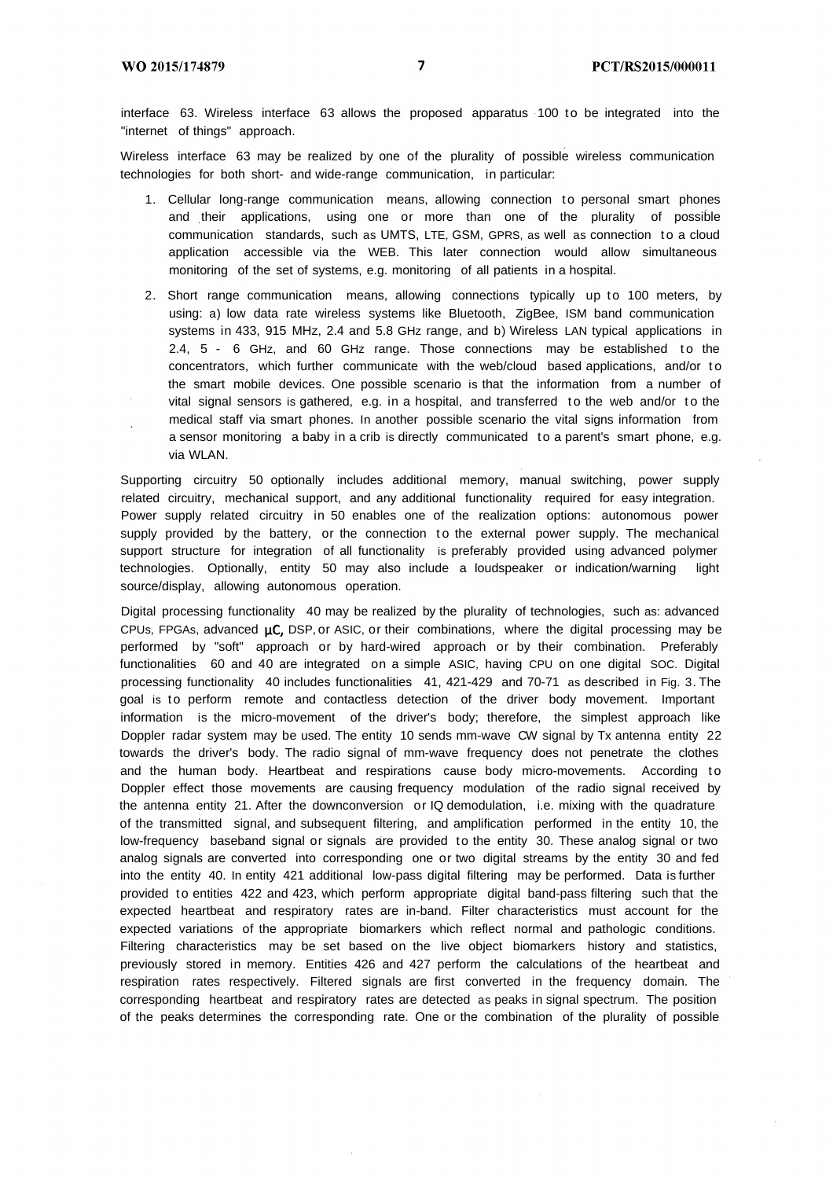interface 63. Wireless interface 63 allows the proposed apparatus 100 to be integrated into the "internet of things" approach.

Wireless interface 63 may be realized by one of the plurality of possible wireless communication technologies for both short- and wide-range communication, in particular:

1. Cellular long-range communication means, allowing connection to personal smart phones and their applications, using one or more than one of the plurality of possible communication standards, such as UMTS, LTE, GSM, GPRS, as well as connection to a cloud application accessible via the WEB. This later connection would allow simultaneous monitoring of the set of systems, e.g. monitoring of all patients in a hospital.
2. Short range communication means, allowing connections typically up to 100 meters, by using: a) low data rate wireless systems like Bluetooth, ZigBee, ISM band communication systems in 433, 915 MHz, 2.4 and 5.8 GHz range, and b) Wireless LAN typical applications in 2.4, 5 - 6 GHz, and 60 GHz range. Those connections may be established to the concentrators, which further communicate with the web/cloud based applications, and/or to the smart mobile devices. One possible scenario is that the information from a number of vital signal sensors is gathered, e.g. in a hospital, and transferred to the web and/or to the medical staff via smart phones. In another possible scenario the vital signs information from a sensor monitoring a baby in a crib is directly communicated to a parent's smart phone, e.g. via WLAN.

Supporting circuitry 50 optionally includes additional memory, manual switching, power supply related circuitry, mechanical support, and any additional functionality required for easy integration. Power supply related circuitry in 50 enables one of the realization options: autonomous power supply provided by the battery, or the connection to the external power supply. The mechanical support structure for integration of all functionality is preferably provided using advanced polymer technologies. Optionally, entity 50 may also include a loudspeaker or indication/warning light source/display, allowing autonomous operation.

Digital processing functionality 40 may be realized by the plurality of technologies, such as: advanced CPUs, FPGAs, advanced µC, DSP, or ASIC, or their combinations, where the digital processing may be performed by "soft" approach or by hard-wired approach or by their combination. Preferably functionalities 60 and 40 are integrated on a simple ASIC, having CPU on one digital SOC. Digital processing functionality 40 includes functionalities 41, 421-429 and 70-71 as described in Fig. 3. The goal is to perform remote and contactless detection of the driver body movement. Important information is the micro-movement of the driver's body; therefore, the simplest approach like Doppler radar system may be used. The entity 10 sends mm-wave CW signal by Tx antenna entity 22 towards the driver's body. The radio signal of mm-wave frequency does not penetrate the clothes and the human body. Heartbeat and respirations cause body micro-movements. According to Doppler effect those movements are causing frequency modulation of the radio signal received by the antenna entity 21. After the downconversion or IQ demodulation, i.e. mixing with the quadrature of the transmitted signal, and subsequent filtering, and amplification performed in the entity 10, the low-frequency baseband signal or signals are provided to the entity 30. These analog signal or two analog signals are converted into corresponding one or two digital streams by the entity 30 and fed into the entity 40. In entity 421 additional low-pass digital filtering may be performed. Data is further provided to entities 422 and 423, which perform appropriate digital band-pass filtering such that the expected heartbeat and respiratory rates are in-band. Filter characteristics must account for the expected variations of the appropriate biomarkers which reflect normal and pathologic conditions. Filtering characteristics may be set based on the live object biomarkers history and statistics, previously stored in memory. Entities 426 and 427 perform the calculations of the heartbeat and respiration rates respectively. Filtered signals are first converted in the frequency domain. The corresponding heartbeat and respiratory rates are detected as peaks in signal spectrum. The position of the peaks determines the corresponding rate. One or the combination of the plurality of possible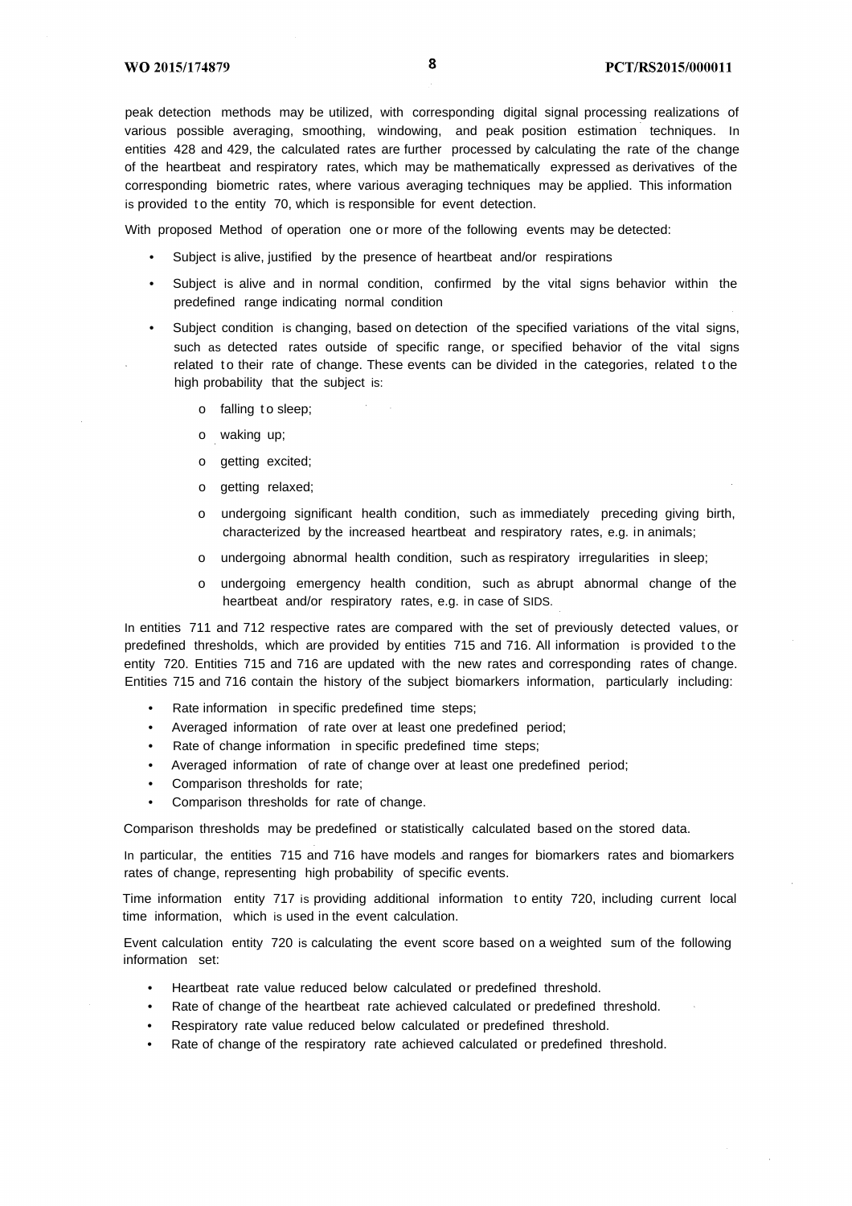peak detection methods may be utilized, with corresponding digital signal processing realizations of various possible averaging, smoothing, windowing, and peak position estimation techniques. In entities 428 and 429, the calculated rates are further processed by calculating the rate of the change of the heartbeat and respiratory rates, which may be mathematically expressed as derivatives of the corresponding biometric rates, where various averaging techniques may be applied. This information is provided to the entity 70, which is responsible for event detection.

With proposed Method of operation one or more of the following events may be detected:

- Subject is alive, justified by the presence of heartbeat and/or respirations
- Subject is alive and in normal condition, confirmed by the vital signs behavior within the predefined range indicating normal condition
- Subject condition is changing, based on detection of the specified variations of the vital signs, such as detected rates outside of specific range, or specified behavior of the vital signs related to their rate of change. These events can be divided in the categories, related to the high probability that the subject is:
  - falling to sleep;
  - waking up;
  - getting excited;
  - getting relaxed;
  - undergoing significant health condition, such as immediately preceding giving birth, characterized by the increased heartbeat and respiratory rates, e.g. in animals;
  - undergoing abnormal health condition, such as respiratory irregularities in sleep;
  - undergoing emergency health condition, such as abrupt abnormal change of the heartbeat and/or respiratory rates, e.g. in case of SIDS.

In entities 711 and 712 respective rates are compared with the set of previously detected values, or predefined thresholds, which are provided by entities 715 and 716. All information is provided to the entity 720. Entities 715 and 716 are updated with the new rates and corresponding rates of change. Entities 715 and 716 contain the history of the subject biomarkers information, particularly including:

- Rate information in specific predefined time steps;
- Averaged information of rate over at least one predefined period;
- Rate of change information in specific predefined time steps;
- Averaged information of rate of change over at least one predefined period;
- Comparison thresholds for rate;
- Comparison thresholds for rate of change.

Comparison thresholds may be predefined or statistically calculated based on the stored data.

In particular, the entities 715 and 716 have models and ranges for biomarkers rates and biomarkers rates of change, representing high probability of specific events.

Time information entity 717 is providing additional information to entity 720, including current local time information, which is used in the event calculation.

Event calculation entity 720 is calculating the event score based on a weighted sum of the following information set:

- Heartbeat rate value reduced below calculated or predefined threshold.
- Rate of change of the heartbeat rate achieved calculated or predefined threshold.
- Respiratory rate value reduced below calculated or predefined threshold.
- Rate of change of the respiratory rate achieved calculated or predefined threshold.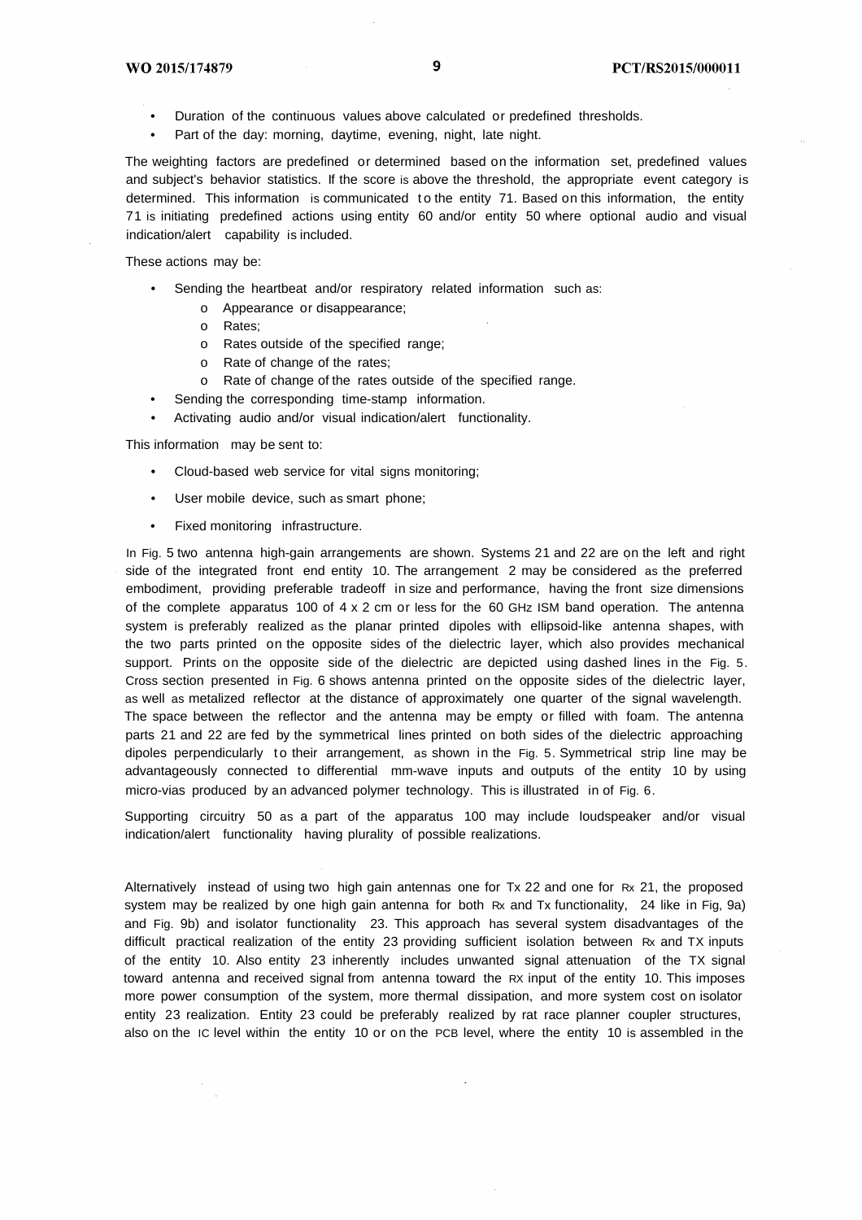- Duration of the continuous values above calculated or predefined thresholds.
- Part of the day: morning, daytime, evening, night, late night.

The weighting factors are predefined or determined based on the information set, predefined values and subject's behavior statistics. If the score is above the threshold, the appropriate event category is determined. This information is communicated to the entity 71. Based on this information, the entity 71 is initiating predefined actions using entity 60 and/or entity 50 where optional audio and visual indication/alert capability is included.

These actions may be:

- Sending the heartbeat and/or respiratory related information such as:
  - o Appearance or disappearance;
  - o Rates;
  - o Rates outside of the specified range;
  - o Rate of change of the rates;
  - o Rate of change of the rates outside of the specified range.
- Sending the corresponding time-stamp information.
- Activating audio and/or visual indication/alert functionality.

This information may be sent to:

- Cloud-based web service for vital signs monitoring;
- User mobile device, such as smart phone;
- Fixed monitoring infrastructure.

In Fig. 5 two antenna high-gain arrangements are shown. Systems 21 and 22 are on the left and right side of the integrated front end entity 10. The arrangement 2 may be considered as the preferred embodiment, providing preferable tradeoff in size and performance, having the front size dimensions of the complete apparatus 100 of 4 x 2 cm or less for the 60 GHz ISM band operation. The antenna system is preferably realized as the planar printed dipoles with ellipsoid-like antenna shapes, with the two parts printed on the opposite sides of the dielectric layer, which also provides mechanical support. Prints on the opposite side of the dielectric are depicted using dashed lines in the Fig. 5. Cross section presented in Fig. 6 shows antenna printed on the opposite sides of the dielectric layer, as well as metalized reflector at the distance of approximately one quarter of the signal wavelength. The space between the reflector and the antenna may be empty or filled with foam. The antenna parts 21 and 22 are fed by the symmetrical lines printed on both sides of the dielectric approaching dipoles perpendicularly to their arrangement, as shown in the Fig. 5. Symmetrical strip line may be advantageously connected to differential mm-wave inputs and outputs of the entity 10 by using micro-vias produced by an advanced polymer technology. This is illustrated in of Fig. 6.

Supporting circuitry 50 as a part of the apparatus 100 may include loudspeaker and/or visual indication/alert functionality having plurality of possible realizations.

Alternatively instead of using two high gain antennas one for Tx 22 and one for Rx 21, the proposed system may be realized by one high gain antenna for both Rx and Tx functionality, 24 like in Fig, 9a) and Fig. 9b) and isolator functionality 23. This approach has several system disadvantages of the difficult practical realization of the entity 23 providing sufficient isolation between Rx and TX inputs of the entity 10. Also entity 23 inherently includes unwanted signal attenuation of the TX signal toward antenna and received signal from antenna toward the RX input of the entity 10. This imposes more power consumption of the system, more thermal dissipation, and more system cost on isolator entity 23 realization. Entity 23 could be preferably realized by rat race planner coupler structures, also on the IC level within the entity 10 or on the PCB level, where the entity 10 is assembled in the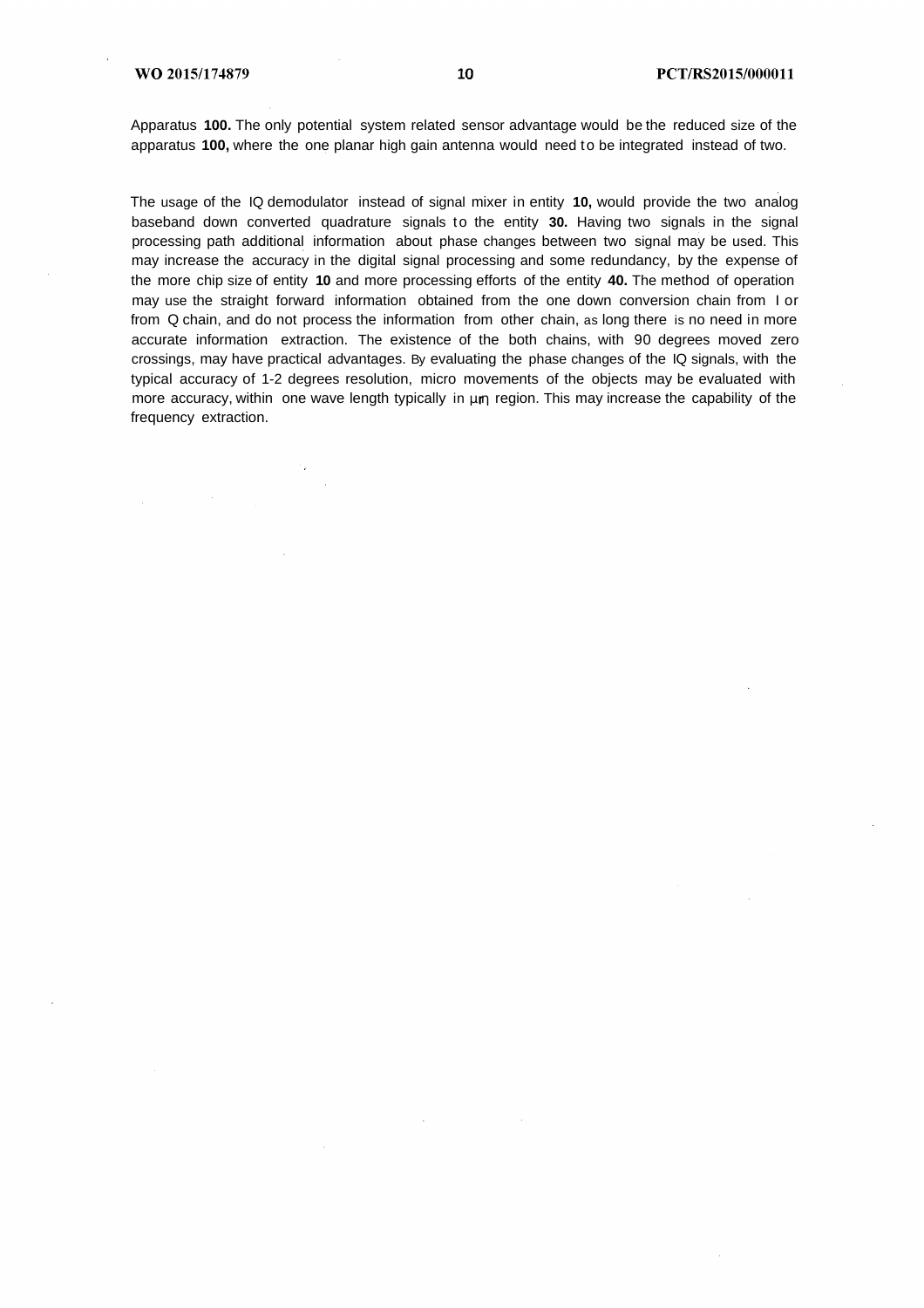Apparatus **100.** The only potential system related sensor advantage would be the reduced size of the apparatus **100,** where the one planar high gain antenna would need to be integrated instead of two.

The usage of the IQ demodulator instead of signal mixer in entity **10,** would provide the two analog baseband down converted quadrature signals to the entity **30.** Having two signals in the signal processing path additional information about phase changes between two signal may be used. This may increase the accuracy in the digital signal processing and some redundancy, by the expense of the more chip size of entity **10** and more processing efforts of the entity **40.** The method of operation may use the straight forward information obtained from the one down conversion chain from I or from Q chain, and do not process the information from other chain, as long there is no need in more accurate information extraction. The existence of the both chains, with 90 degrees moved zero crossings, may have practical advantages. By evaluating the phase changes of the IQ signals, with the typical accuracy of 1-2 degrees resolution, micro movements of the objects may be evaluated with more accuracy, within one wave length typically in μm region. This may increase the capability of the frequency extraction.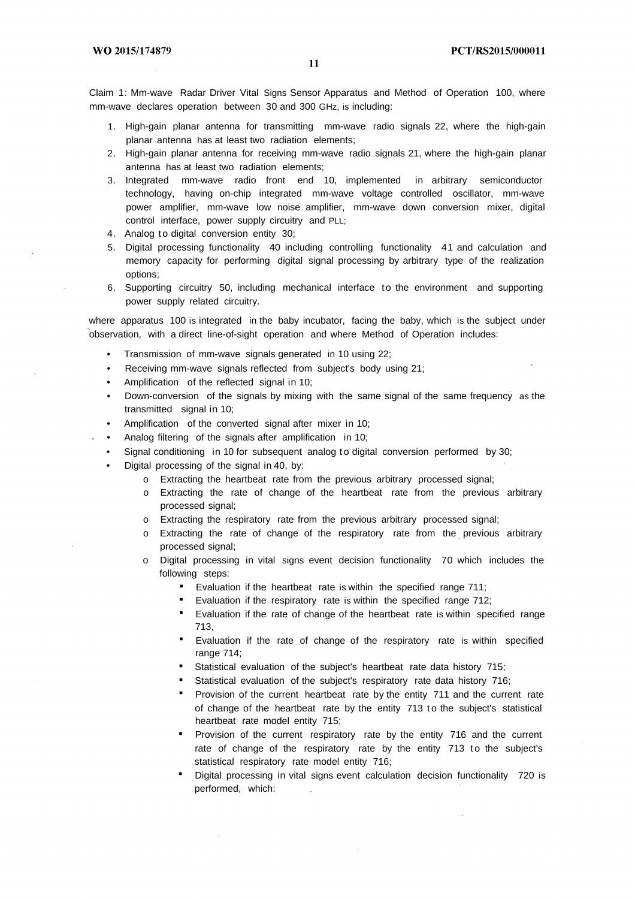Claim 1: Mm-wave Radar Driver Vital Signs Sensor Apparatus and Method of Operation 100, where mm-wave declares operation between 30 and 300 GHz, is including:

1. High-gain planar antenna for transmitting mm-wave radio signals 22, where the high-gain planar antenna has at least two radiation elements;
2. High-gain planar antenna for receiving mm-wave radio signals 21, where the high-gain planar antenna has at least two radiation elements;
3. Integrated mm-wave radio front end 10, implemented in arbitrary semiconductor technology, having on-chip integrated mm-wave voltage controlled oscillator, mm-wave power amplifier, mm-wave low noise amplifier, mm-wave down conversion mixer, digital control interface, power supply circuitry and PLL;
4. Analog to digital conversion entity 30;
5. Digital processing functionality 40 including controlling functionality 41 and calculation and memory capacity for performing digital signal processing by arbitrary type of the realization options;
6. Supporting circuitry 50, including mechanical interface to the environment and supporting power supply related circuitry.

where apparatus 100 is integrated in the baby incubator, facing the baby, which is the subject under observation, with a direct line-of-sight operation and where Method of Operation includes:

- Transmission of mm-wave signals generated in 10 using 22;
- Receiving mm-wave signals reflected from subject's body using 21;
- Amplification of the reflected signal in 10;
- Down-conversion of the signals by mixing with the same signal of the same frequency as the transmitted signal in 10;
- Amplification of the converted signal after mixer in 10;
- Analog filtering of the signals after amplification in 10;
- Signal conditioning in 10 for subsequent analog to digital conversion performed by 30;
- Digital processing of the signal in 40, by:
    - Extracting the heartbeat rate from the previous arbitrary processed signal;
    - Extracting the rate of change of the heartbeat rate from the previous arbitrary processed signal;
    - Extracting the respiratory rate from the previous arbitrary processed signal;
    - Extracting the rate of change of the respiratory rate from the previous arbitrary processed signal;
    - Digital processing in vital signs event decision functionality 70 which includes the following steps:
        - Evaluation if the heartbeat rate is within the specified range 711;
        - Evaluation if the respiratory rate is within the specified range 712;
        - Evaluation if the rate of change of the heartbeat rate is within specified range 713,
        - Evaluation if the rate of change of the respiratory rate is within specified range 714;
        - Statistical evaluation of the subject's heartbeat rate data history 715;
        - Statistical evaluation of the subject's respiratory rate data history 716;
        - Provision of the current heartbeat rate by the entity 711 and the current rate of change of the heartbeat rate by the entity 713 to the subject's statistical heartbeat rate model entity 715;
        - Provision of the current respiratory rate by the entity 716 and the current rate of change of the respiratory rate by the entity 713 to the subject's statistical respiratory rate model entity 716;
        - Digital processing in vital signs event calculation decision functionality 720 is performed, which: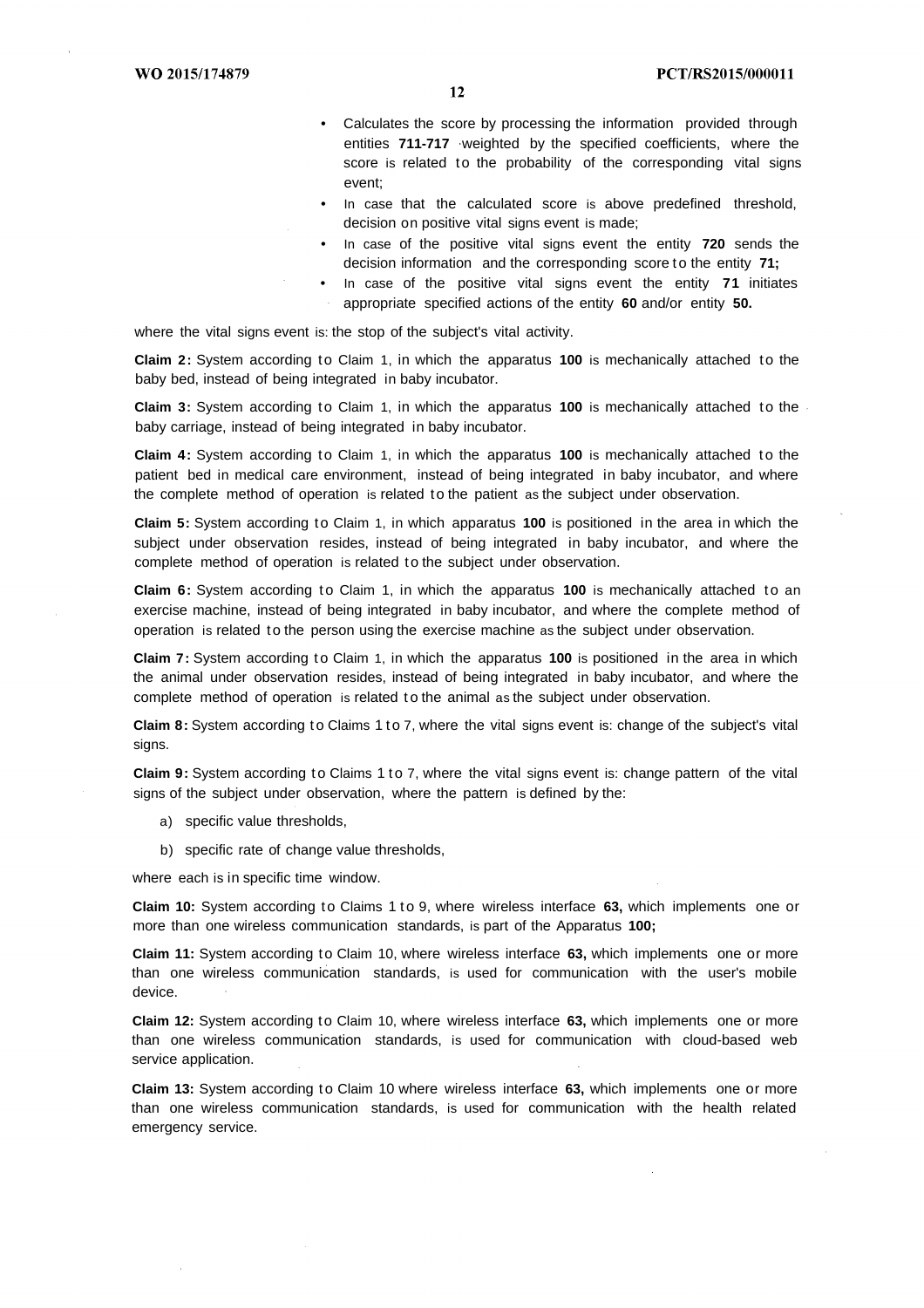- Calculates the score by processing the information provided through entities **711-717** weighted by the specified coefficients, where the score is related to the probability of the corresponding vital signs event;
- In case that the calculated score is above predefined threshold, decision on positive vital signs event is made;
- In case of the positive vital signs event the entity **720** sends the decision information and the corresponding score to the entity **71;**
- In case of the positive vital signs event the entity **71** initiates appropriate specified actions of the entity **60** and/or entity **50.**

where the vital signs event is: the stop of the subject's vital activity.

**Claim 2:** System according to Claim 1, in which the apparatus **100** is mechanically attached to the baby bed, instead of being integrated in baby incubator.

**Claim 3:** System according to Claim 1, in which the apparatus **100** is mechanically attached to the baby carriage, instead of being integrated in baby incubator.

**Claim 4:** System according to Claim 1, in which the apparatus **100** is mechanically attached to the patient bed in medical care environment, instead of being integrated in baby incubator, and where the complete method of operation is related to the patient as the subject under observation.

**Claim 5:** System according to Claim 1, in which apparatus **100** is positioned in the area in which the subject under observation resides, instead of being integrated in baby incubator, and where the complete method of operation is related to the subject under observation.

**Claim 6:** System according to Claim 1, in which the apparatus **100** is mechanically attached to an exercise machine, instead of being integrated in baby incubator, and where the complete method of operation is related to the person using the exercise machine as the subject under observation.

**Claim 7:** System according to Claim 1, in which the apparatus **100** is positioned in the area in which the animal under observation resides, instead of being integrated in baby incubator, and where the complete method of operation is related to the animal as the subject under observation.

**Claim 8:** System according to Claims 1 to 7, where the vital signs event is: change of the subject's vital signs.

**Claim 9:** System according to Claims 1 to 7, where the vital signs event is: change pattern of the vital signs of the subject under observation, where the pattern is defined by the:

a) specific value thresholds,

b) specific rate of change value thresholds,

where each is in specific time window.

**Claim 10:** System according to Claims 1 to 9, where wireless interface **63,** which implements one or more than one wireless communication standards, is part of the Apparatus **100;**

**Claim 11:** System according to Claim 10, where wireless interface **63,** which implements one or more than one wireless communication standards, is used for communication with the user's mobile device.

**Claim 12:** System according to Claim 10, where wireless interface **63,** which implements one or more than one wireless communication standards, is used for communication with cloud-based web service application.

**Claim 13:** System according to Claim 10 where wireless interface **63,** which implements one or more than one wireless communication standards, is used for communication with the health related emergency service.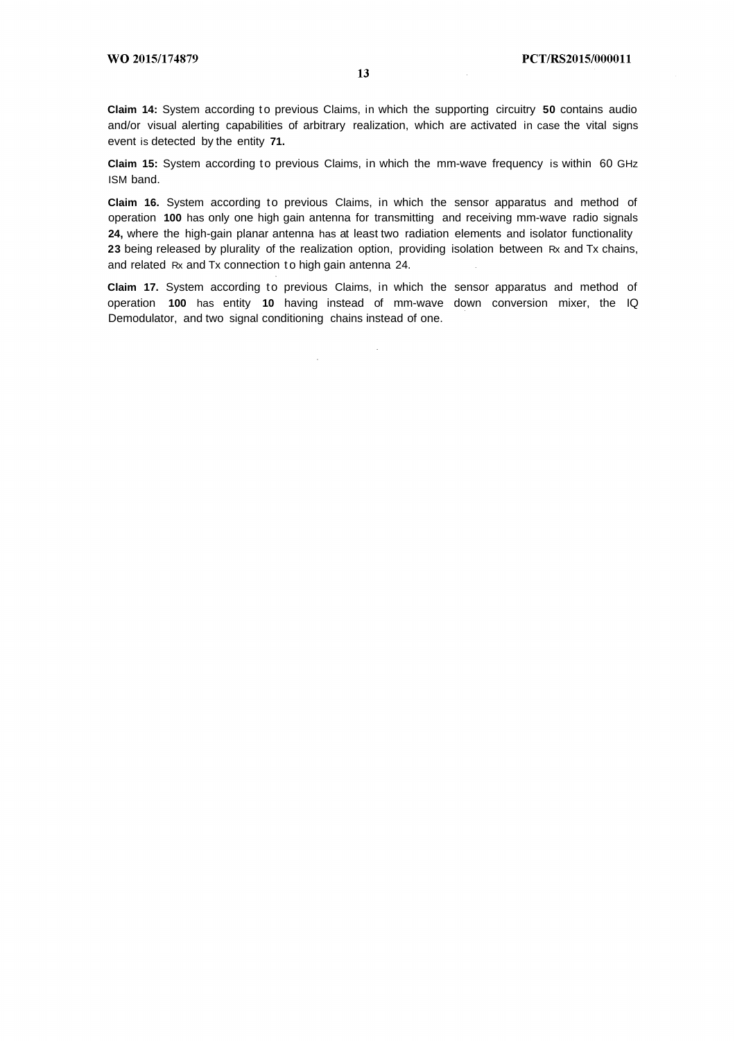**Claim 14:** System according to previous Claims, in which the supporting circuitry **50** contains audio and/or visual alerting capabilities of arbitrary realization, which are activated in case the vital signs event is detected by the entity **71.**

**Claim 15:** System according to previous Claims, in which the mm-wave frequency is within 60 GHz ISM band.

**Claim 16.** System according to previous Claims, in which the sensor apparatus and method of operation **100** has only one high gain antenna for transmitting and receiving mm-wave radio signals **24,** where the high-gain planar antenna has at least two radiation elements and isolator functionality **23** being released by plurality of the realization option, providing isolation between Rx and Tx chains, and related Rx and Tx connection to high gain antenna 24.

**Claim 17.** System according to previous Claims, in which the sensor apparatus and method of operation **100** has entity **10** having instead of mm-wave down conversion mixer, the IQ Demodulator, and two signal conditioning chains instead of one.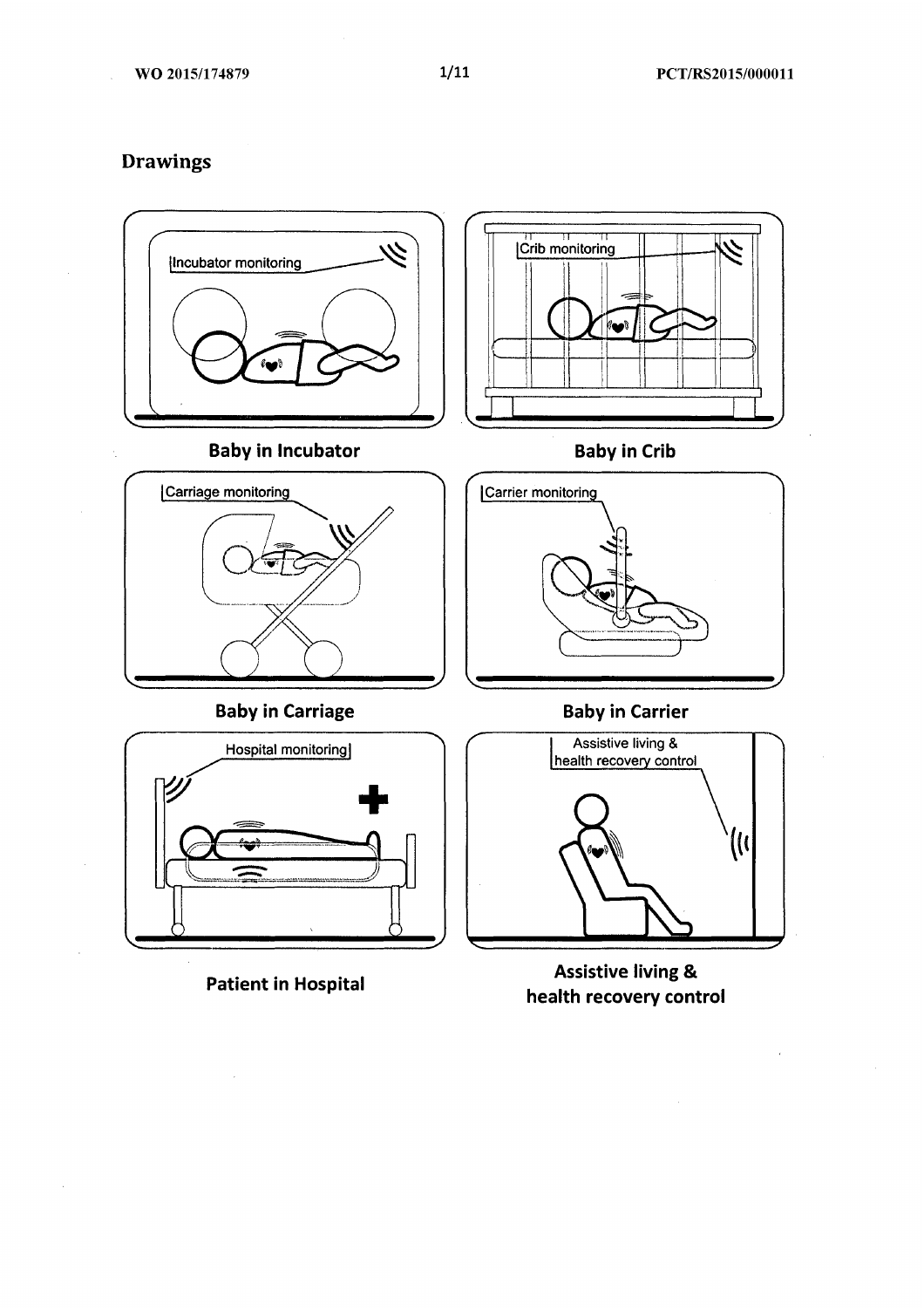## Drawings

Incubator monitoring

**Baby in Incubator**

Crib monitoring

**Baby in Crib**

Carriage monitoring

**Baby in Carriage**

Carrier monitoring

**Baby in Carrier**

Hospital monitoring

**Patient in Hospital**

Assistive living & health recovery control

**Assistive living & health recovery control**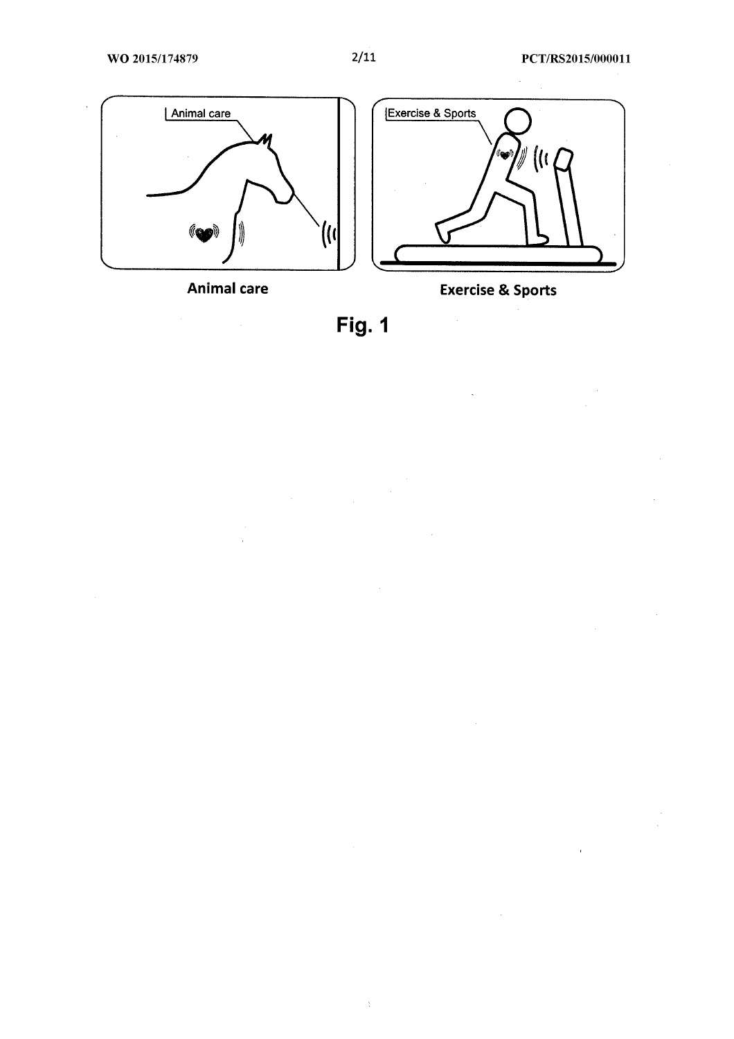Animal care

Exercise & Sports

**Fig. 1**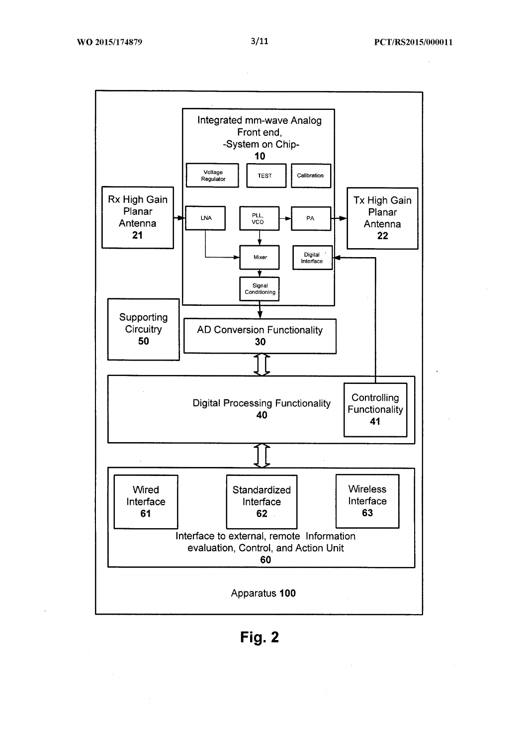Integrated mm-wave Analog Front end, -System on Chip- 10

Voltage Regulator

TEST

Calibration

Rx High Gain Planar Antenna 21

LNA

PLL, VCO

PA

Tx High Gain Planar Antenna 22

Mixer

Digital Interface

Signal Conditioning

Supporting Circuitry 50

AD Conversion Functionality 30

Digital Processing Functionality 40

Controlling Functionality 41

Wired Interface 61

Standardized Interface 62

Wireless Interface 63

Interface to external, remote Information evaluation, Control, and Action Unit 60

Apparatus **100**

**Fig. 2**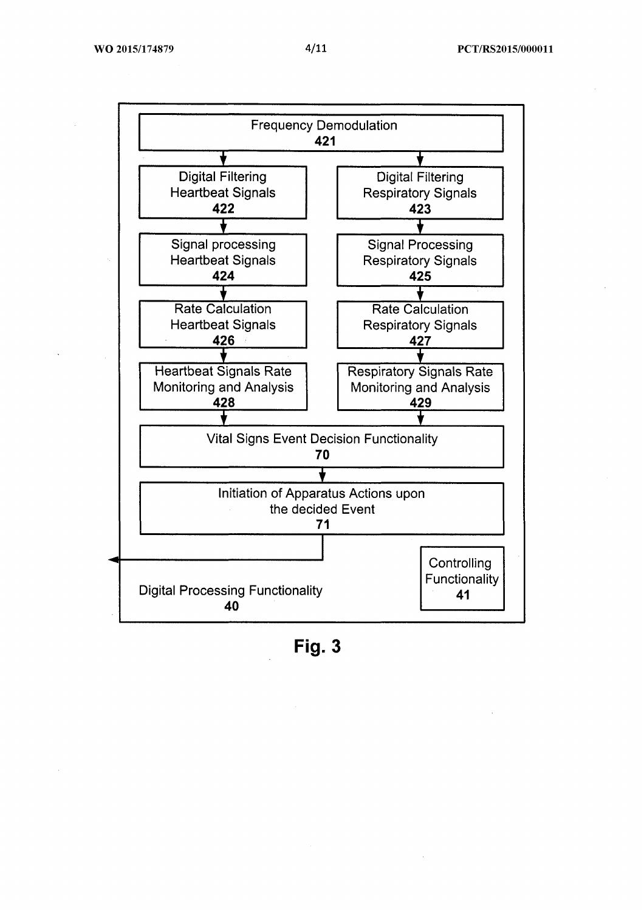Frequency Demodulation
421

Digital Filtering Heartbeat Signals
422

Digital Filtering Respiratory Signals
423

Signal processing Heartbeat Signals
424

Signal Processing Respiratory Signals
425

Rate Calculation Heartbeat Signals
426

Rate Calculation Respiratory Signals
427

Heartbeat Signals Rate Monitoring and Analysis
428

Respiratory Signals Rate Monitoring and Analysis
429

Vital Signs Event Decision Functionality
70

Initiation of Apparatus Actions upon the decided Event
71

Controlling Functionality
41

Digital Processing Functionality
40

**Fig. 3**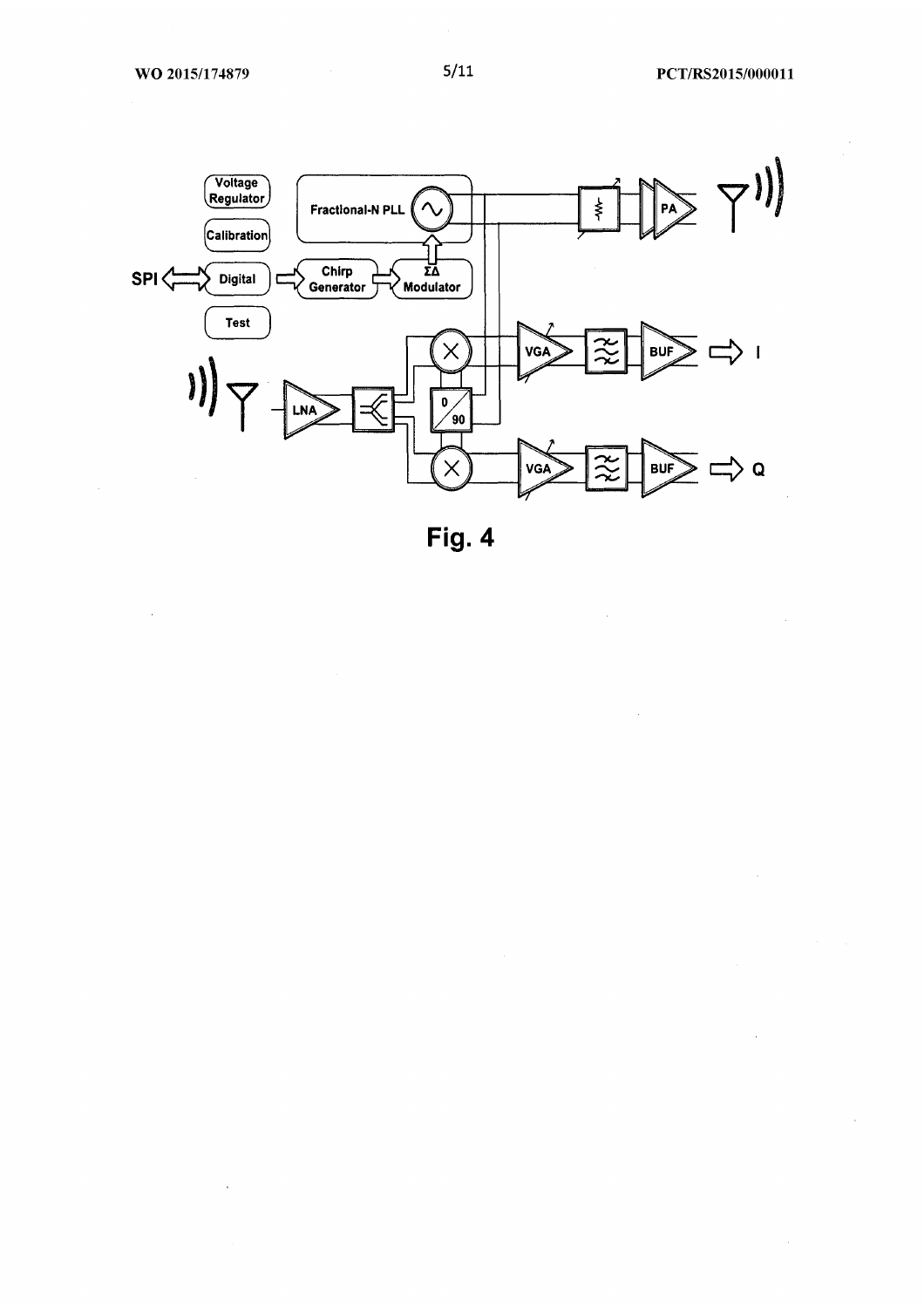Fig. 4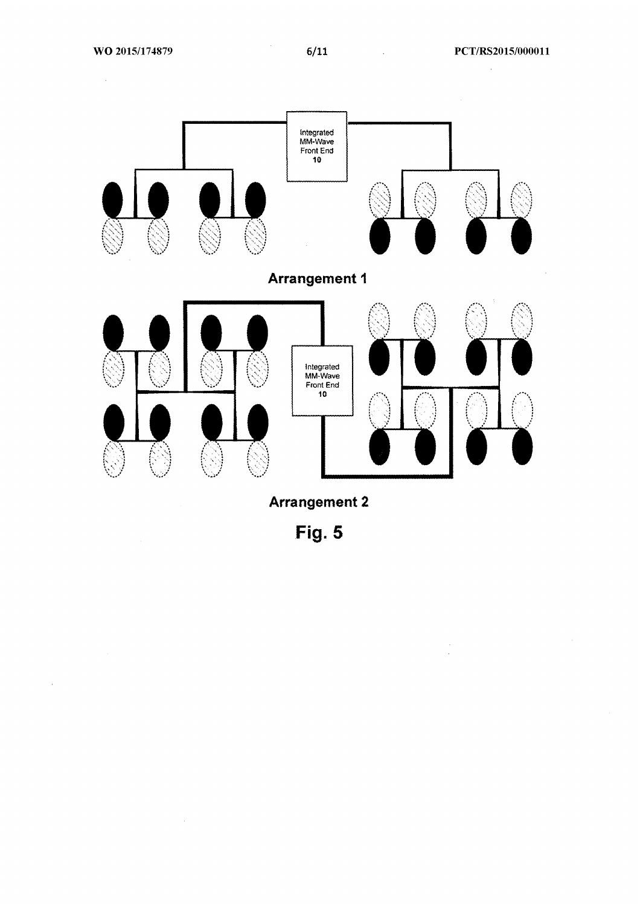Integrated MM-Wave Front End 10

**Arrangement 1**

Integrated MM-Wave Front End 10

**Arrangement 2**

**Fig. 5**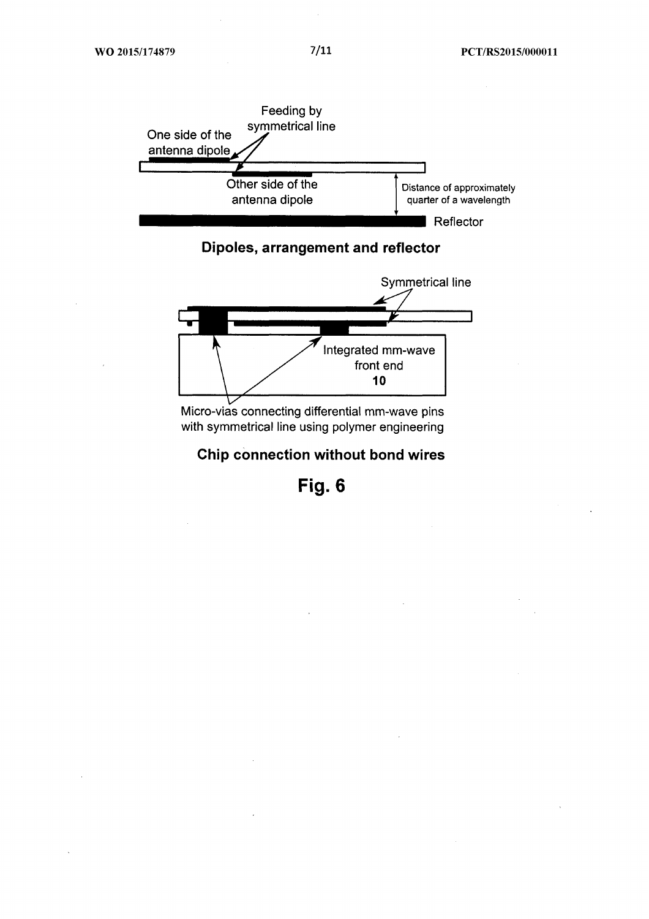Feeding by symmetrical line

One side of the antenna dipole

Other side of the antenna dipole

Distance of approximately quarter of a wavelength

Reflector

**Dipoles, arrangement and reflector**

Symmetrical line

Integrated mm-wave front end
**10**

Micro-vias connecting differential mm-wave pins with symmetrical line using polymer engineering

**Chip connection without bond wires**

**Fig. 6**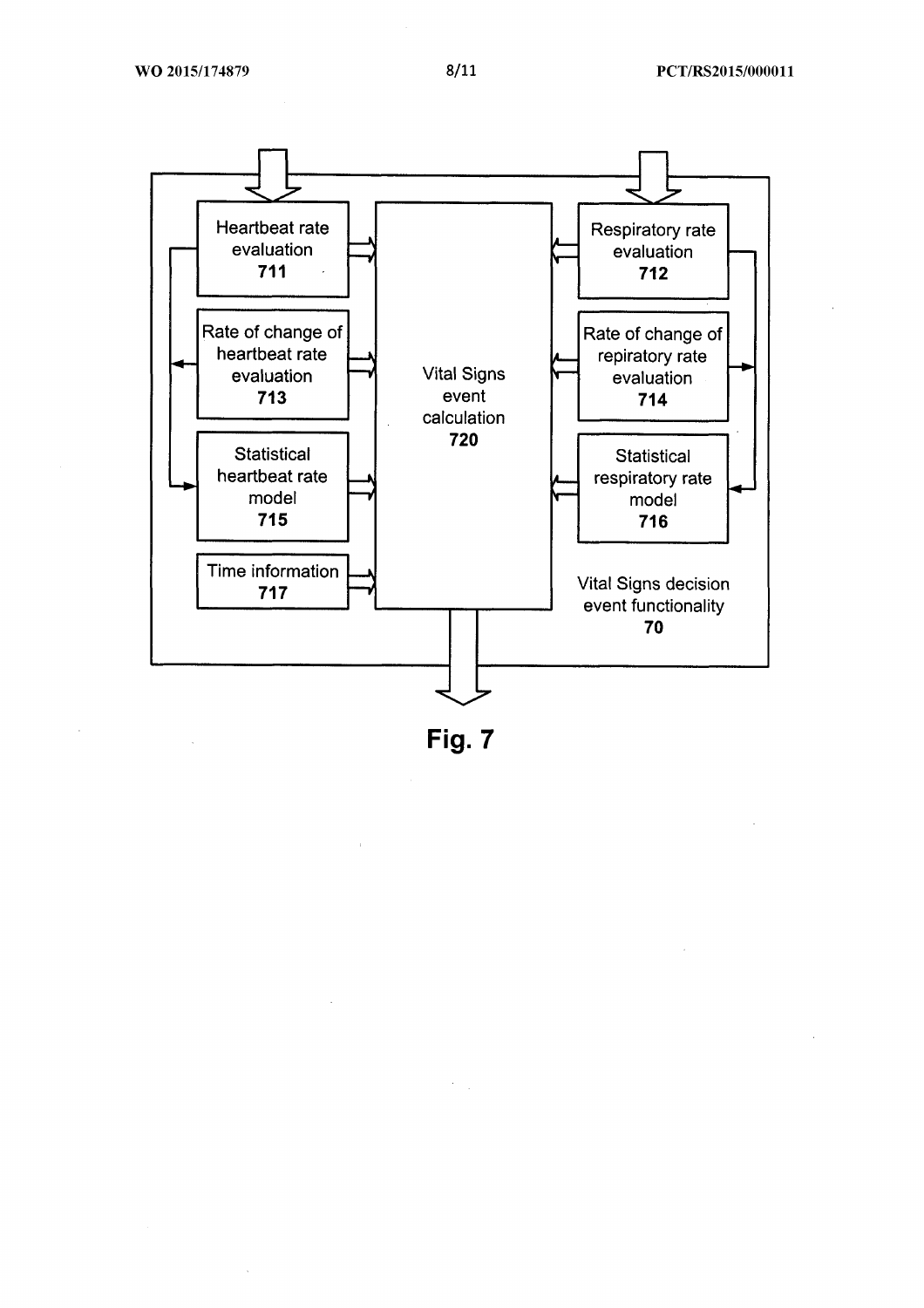Heartbeat rate evaluation **711**

Respiratory rate evaluation **712**

Rate of change of heartbeat rate evaluation **713**

Vital Signs event calculation **720**

Rate of change of repiratory rate evaluation **714**

Statistical heartbeat rate model **715**

Statistical respiratory rate model **716**

Time information **717**

Vital Signs decision event functionality **70**

**Fig. 7**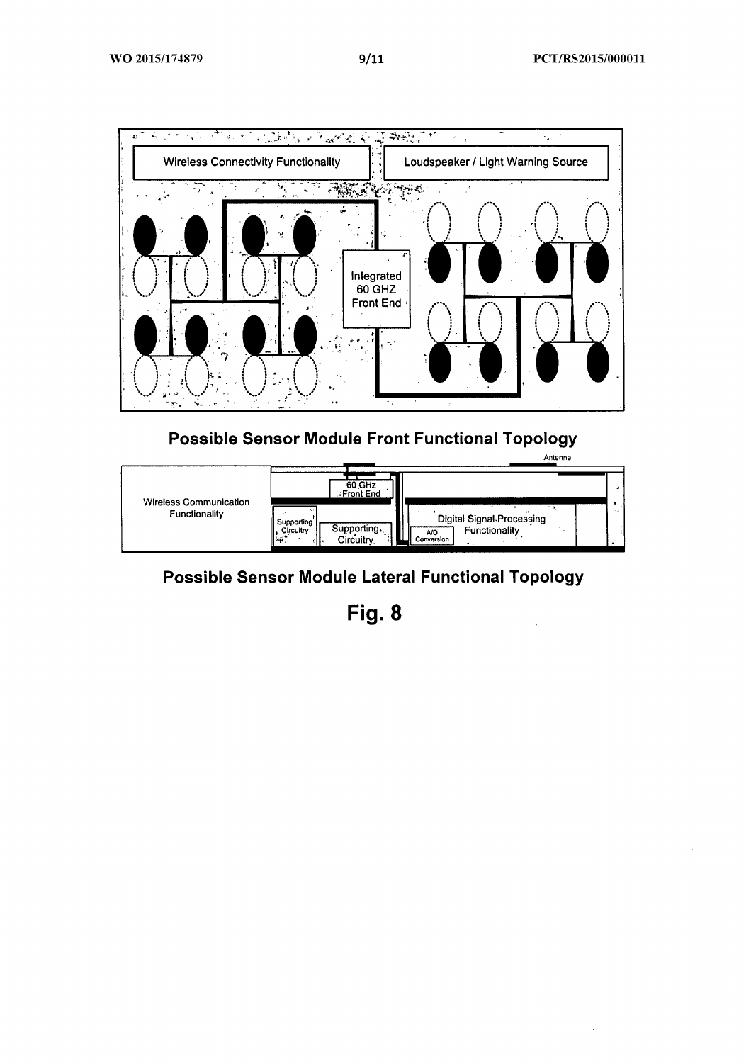Wireless Connectivity Functionality

Loudspeaker / Light Warning Source

Integrated 60 GHZ Front End

**Possible Sensor Module Front Functional Topology**

Antenna

60 GHz Front End

Wireless Communication Functionality

Supporting Circuitry

Supporting Circuitry

Digital Signal Processing Functionality

A/D Conversion

**Possible Sensor Module Lateral Functional Topology**

**Fig. 8**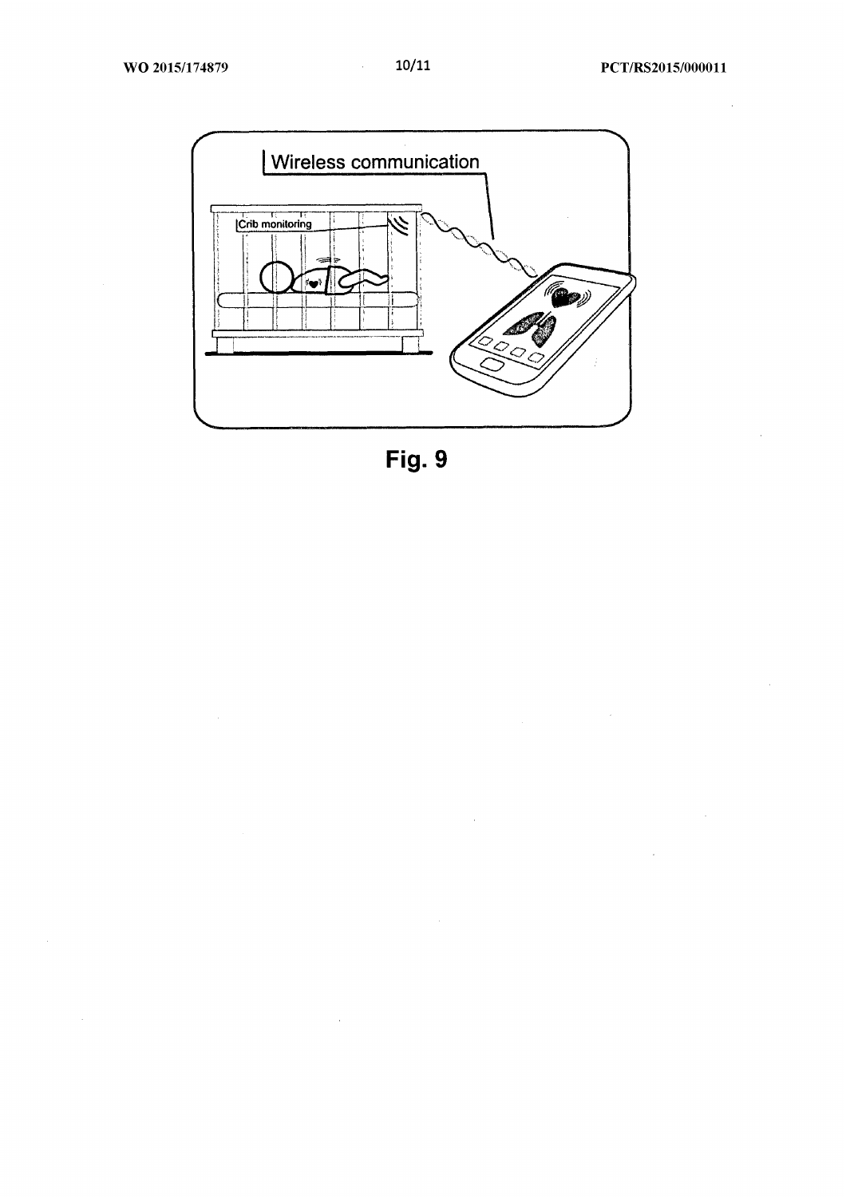Fig. 9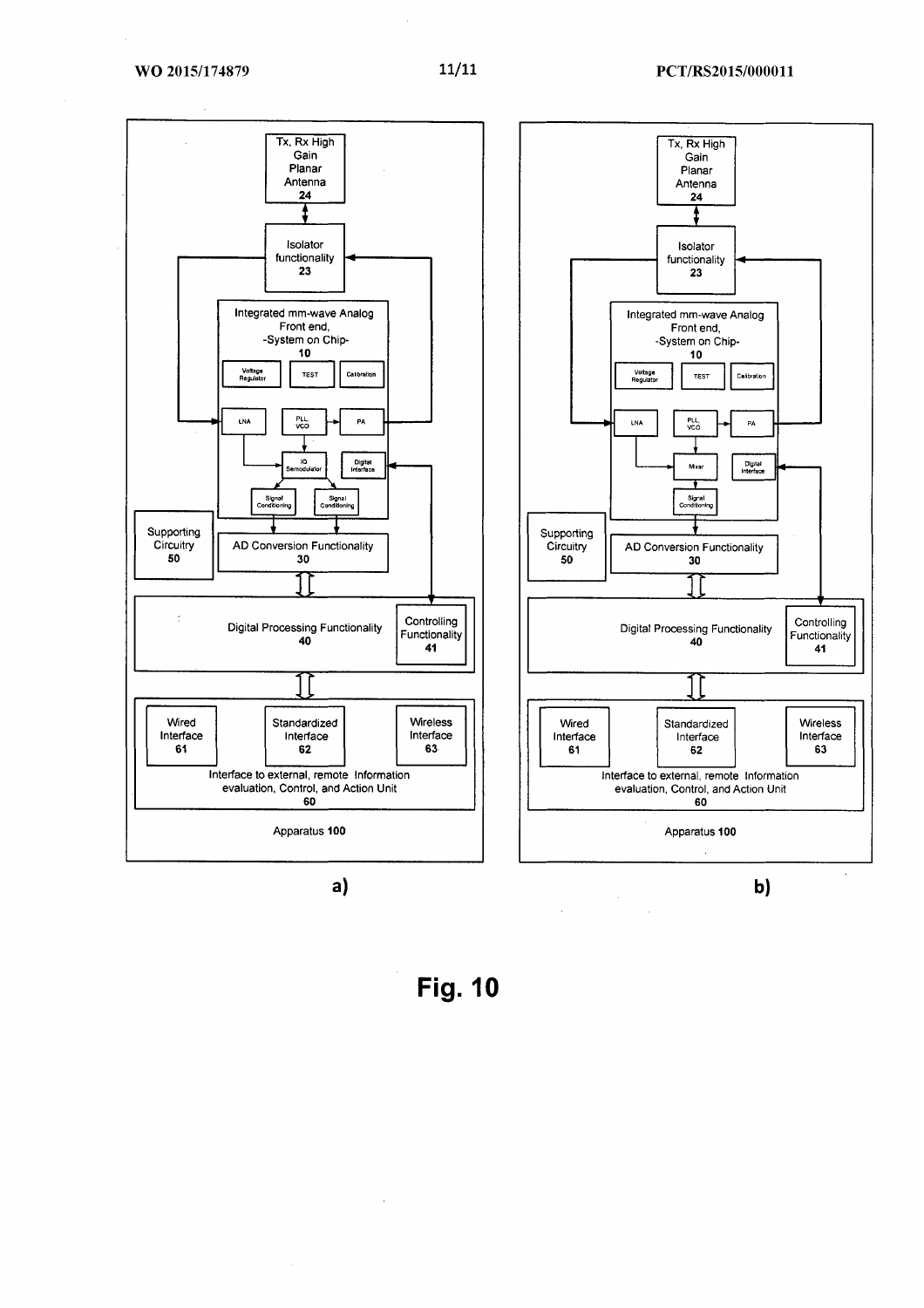Tx, Rx High Gain Planar Antenna
24

Isolator functionality
23

Integrated mm-wave Analog Front end, -System on Chip-
10

Voltage Regulator | TEST | Calibration

LNA | PLL VCO | PA

IQ Demodulator | Digital Interface

Signal Conditioning | Signal Conditioning

Supporting Circuitry
50

AD Conversion Functionality
30

Digital Processing Functionality
40

Controlling Functionality
41

Wired Interface
61

Standardized Interface
62

Wireless Interface
63

Interface to external, remote Information evaluation, Control, and Action Unit
60

Apparatus 100

a)

Tx, Rx High Gain Planar Antenna
24

Isolator functionality
23

Integrated mm-wave Analog Front end, -System on Chip-
10

Voltage Regulator | TEST | Calibration

LNA | PLL VCO | PA

Mixer | Digital Interface

Signal Conditioning

Supporting Circuitry
50

AD Conversion Functionality
30

Digital Processing Functionality
40

Controlling Functionality
41

Wired Interface
61

Standardized Interface
62

Wireless Interface
63

Interface to external, remote Information evaluation, Control, and Action Unit
60

Apparatus 100

b)

**Fig. 10**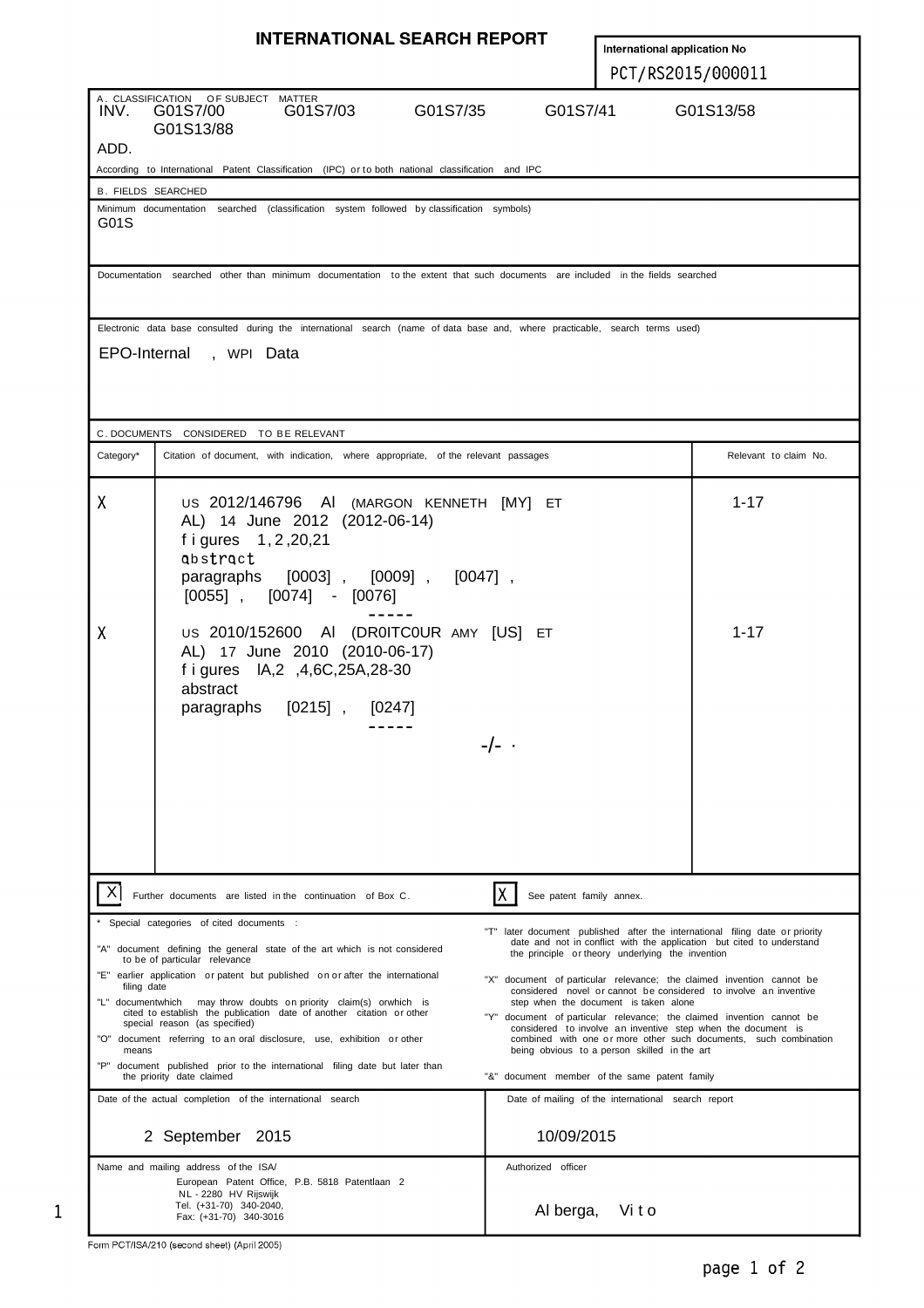# INTERNATIONAL SEARCH REPORT

International application No

PCT/RS2015/000011

**A. CLASSIFICATION OF SUBJECT MATTER**

INV. G01S7/00 G01S7/03 G01S7/35 G01S7/41 G01S13/58 G01S13/88

ADD.

According to International Patent Classification (IPC) or to both national classification and IPC

**B. FIELDS SEARCHED**

Minimum documentation searched (classification system followed by classification symbols)

G01S

Documentation searched other than minimum documentation to the extent that such documents are included in the fields searched

Electronic data base consulted during the international search (name of data base and, where practicable, search terms used)

EPO-Internal, WPI Data

**C. DOCUMENTS CONSIDERED TO BE RELEVANT**

| Category* | Citation of document, with indication, where appropriate, of the relevant passages | Relevant to claim No. |
|---|---|---|
| X | US 2012/146796 A1 (MARGON KENNETH [MY] ET AL) 14 June 2012 (2012-06-14) figures 1,2,20,21 abstract paragraphs [0003], [0009], [0047], [0055], [0074] - [0076] | 1-17 |
| X | US 2010/152600 A1 (DROITCOUR AMY [US] ET AL) 17 June 2010 (2010-06-17) figures 1A,2,4,6C,25A,28-30 abstract paragraphs [0215], [0247] | 1-17 |

-/-

[X] Further documents are listed in the continuation of Box C.

[X] See patent family annex.

\* Special categories of cited documents :

"A" document defining the general state of the art which is not considered to be of particular relevance

"E" earlier application or patent but published on or after the international filing date

"L" document which may throw doubts on priority claim(s) or which is cited to establish the publication date of another citation or other special reason (as specified)

"O" document referring to an oral disclosure, use, exhibition or other means

"P" document published prior to the international filing date but later than the priority date claimed

"T" later document published after the international filing date or priority date and not in conflict with the application but cited to understand the principle or theory underlying the invention

"X" document of particular relevance; the claimed invention cannot be considered novel or cannot be considered to involve an inventive step when the document is taken alone

"Y" document of particular relevance; the claimed invention cannot be considered to involve an inventive step when the document is combined with one or more other such documents, such combination being obvious to a person skilled in the art

"&" document member of the same patent family

| Date of the actual completion of the international search | Date of mailing of the international search report |
|---|---|
| 2 September 2015 | 10/09/2015 |

| Name and mailing address of the ISA/ | Authorized officer |
|---|---|
| European Patent Office, P.B. 5818 Patentlaan 2 NL - 2280 HV Rijswijk Tel. (+31-70) 340-2040, Fax: (+31-70) 340-3016 | Alberga, Vito |

Form PCT/ISA/210 (second sheet) (April 2005)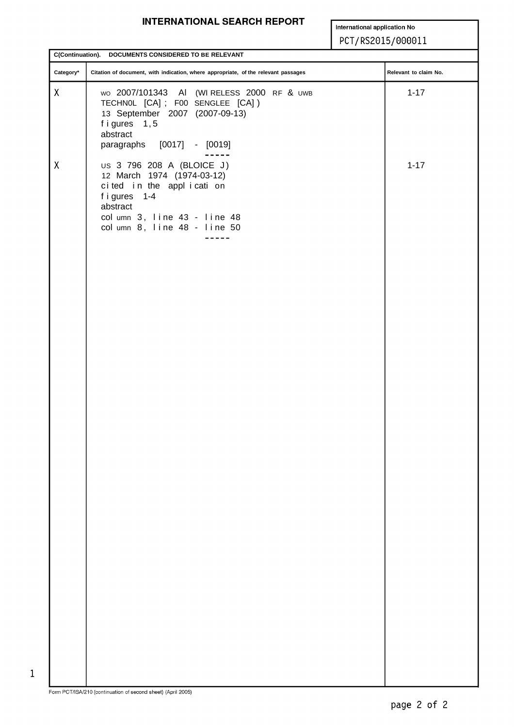# INTERNATIONAL SEARCH REPORT

International application No

PCT/RS2015/000011

**C(Continuation). DOCUMENTS CONSIDERED TO BE RELEVANT**

| Category* | Citation of document, with indication, where appropriate, of the relevant passages | Relevant to claim No. |
|---|---|---|
| X | WO 2007/101343 A1 (WIRELESS 2000 RF & UWB TECHNOL [CA]; FOO SENGLEE [CA]) 13 September 2007 (2007-09-13) figures 1,5 abstract paragraphs [0017] - [0019] | 1-17 |
| X | US 3 796 208 A (BLOICE J) 12 March 1974 (1974-03-12) cited in the application figures 1-4 abstract column 3, line 43 - line 48 column 8, line 48 - line 50 | 1-17 |

Form PCT/ISA/210 (continuation of second sheet) (April 2005)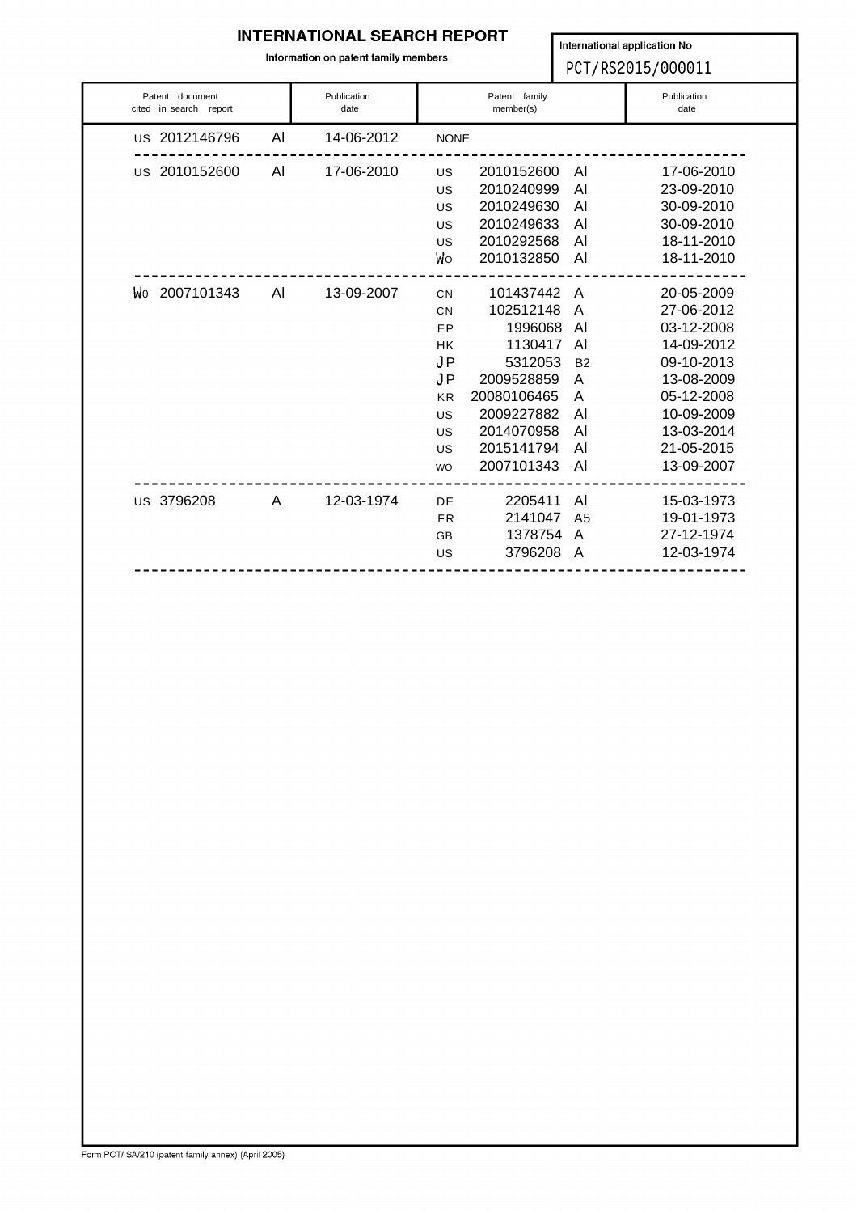# INTERNATIONAL SEARCH REPORT

Information on patent family members

International application No

PCT/RS2015/000011

| Patent document cited in search report | Publication date | Patent family member(s) | Publication date |
|---|---|---|---|
| US 2012146796 A1 | 14-06-2012 | NONE | |
| US 2010152600 A1 | 17-06-2010 | US 2010152600 A1 | 17-06-2010 |
| | | US 2010240999 A1 | 23-09-2010 |
| | | US 2010249630 A1 | 30-09-2010 |
| | | US 2010249633 A1 | 30-09-2010 |
| | | US 2010292568 A1 | 18-11-2010 |
| | | WO 2010132850 A1 | 18-11-2010 |
| WO 2007101343 A1 | 13-09-2007 | CN 101437442 A | 20-05-2009 |
| | | CN 102512148 A | 27-06-2012 |
| | | EP 1996068 A1 | 03-12-2008 |
| | | HK 1130417 A1 | 14-09-2012 |
| | | JP 5312053 B2 | 09-10-2013 |
| | | JP 2009528859 A | 13-08-2009 |
| | | KR 20080106465 A | 05-12-2008 |
| | | US 2009227882 A1 | 10-09-2009 |
| | | US 2014070958 A1 | 13-03-2014 |
| | | US 2015141794 A1 | 21-05-2015 |
| | | WO 2007101343 A1 | 13-09-2007 |
| US 3796208 A | 12-03-1974 | DE 2205411 A1 | 15-03-1973 |
| | | FR 2141047 A5 | 19-01-1973 |
| | | GB 1378754 A | 27-12-1974 |
| | | US 3796208 A | 12-03-1974 |

Form PCT/ISA/210 (patent family annex) (April 2005)